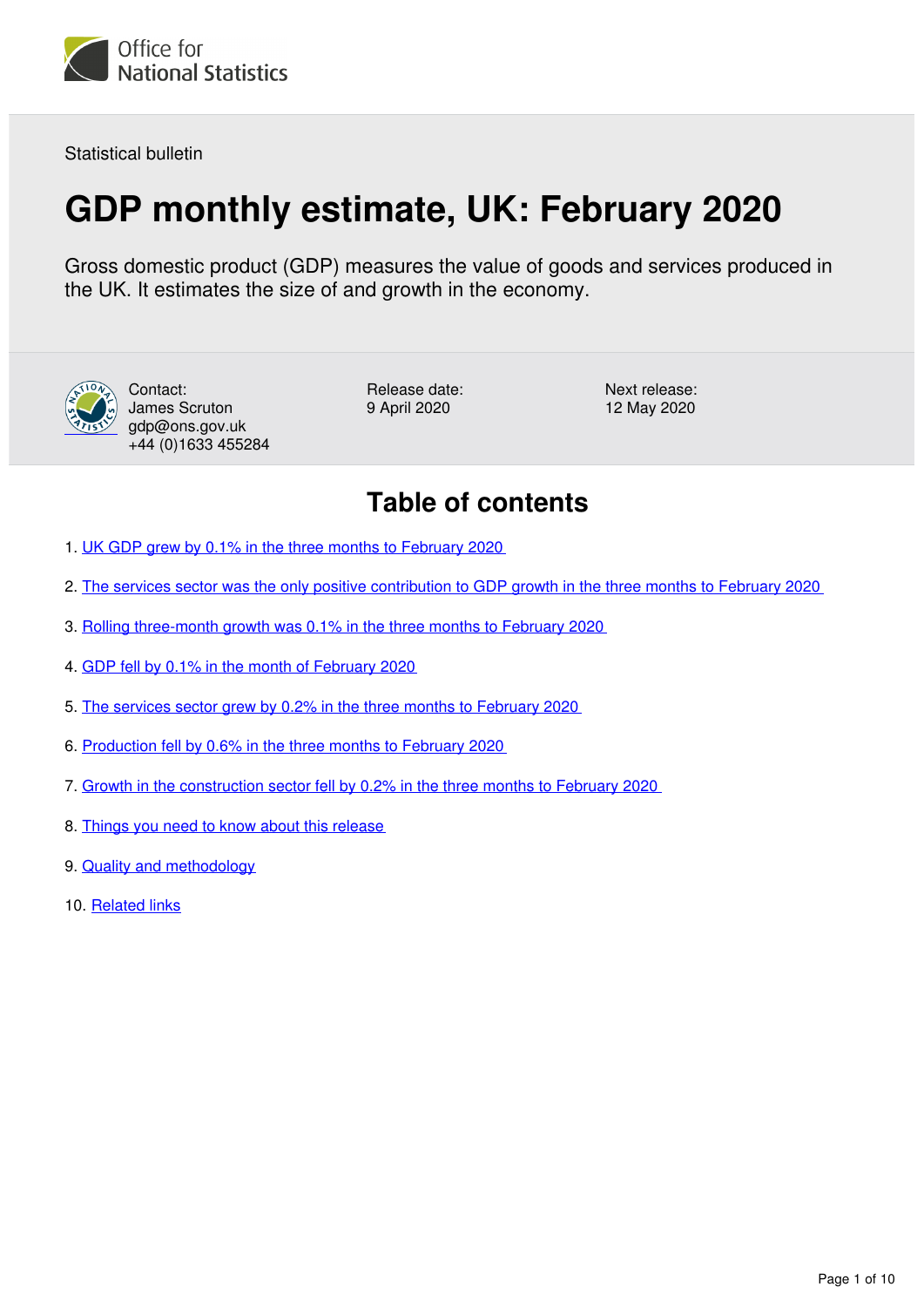Office for National Statistics

Statistical bulletin

# GDP monthly estimate, UK: February 2020

Gross domestic product (GDP) measures the value of goods and services produced in the UK. It estimates the size of and growth in the economy.

Contact:
James Scruton
gdp@ons.gov.uk
+44 (0)1633 455284

Release date:
9 April 2020

Next release:
12 May 2020

## Table of contents

1. UK GDP grew by 0.1% in the three months to February 2020
2. The services sector was the only positive contribution to GDP growth in the three months to February 2020
3. Rolling three-month growth was 0.1% in the three months to February 2020
4. GDP fell by 0.1% in the month of February 2020
5. The services sector grew by 0.2% in the three months to February 2020
6. Production fell by 0.6% in the three months to February 2020
7. Growth in the construction sector fell by 0.2% in the three months to February 2020
8. Things you need to know about this release
9. Quality and methodology
10. Related links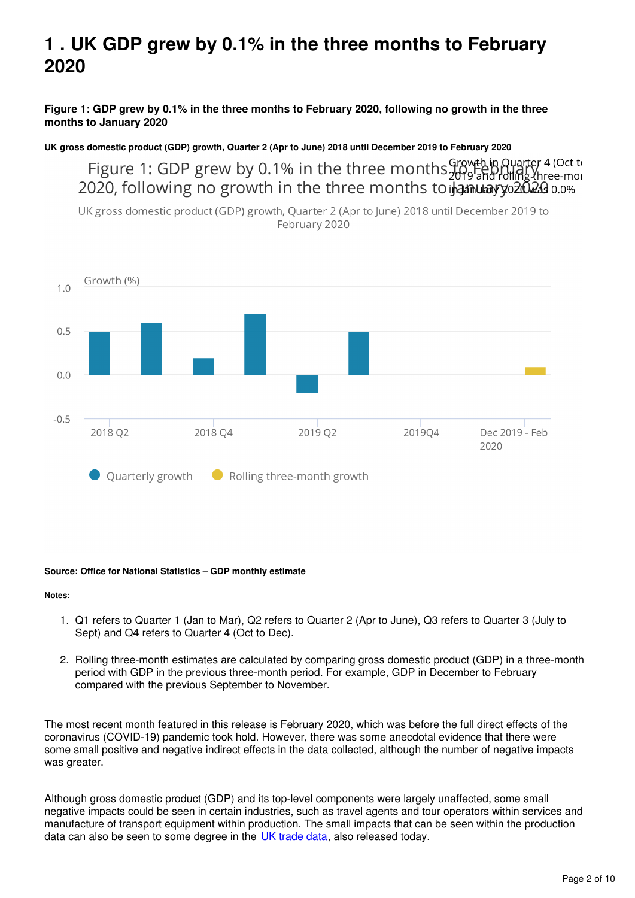# 1 . UK GDP grew by 0.1% in the three months to February 2020

**Figure 1: GDP grew by 0.1% in the three months to February 2020, following no growth in the three months to January 2020**

**UK gross domestic product (GDP) growth, Quarter 2 (Apr to June) 2018 until December 2019 to February 2020**

Figure 1: GDP grew by 0.1% in the three months to February 2020, following no growth in the three months to January 2020

Growth in Quarter 4 (Oct to Dec) 2019 and rolling three-month growth in January 2020 was 0.0%

UK gross domestic product (GDP) growth, Quarter 2 (Apr to June) 2018 until December 2019 to February 2020

Growth (%)

1.0

0.5

0.0

-0.5

2018 Q2 | 2018 Q4 | 2019 Q2 | 2019Q4 | Dec 2019 - Feb 2020

Quarterly growth | Rolling three-month growth

**Source: Office for National Statistics – GDP monthly estimate**

**Notes:**

1. Q1 refers to Quarter 1 (Jan to Mar), Q2 refers to Quarter 2 (Apr to June), Q3 refers to Quarter 3 (July to Sept) and Q4 refers to Quarter 4 (Oct to Dec).

2. Rolling three-month estimates are calculated by comparing gross domestic product (GDP) in a three-month period with GDP in the previous three-month period. For example, GDP in December to February compared with the previous September to November.

The most recent month featured in this release is February 2020, which was before the full direct effects of the coronavirus (COVID-19) pandemic took hold. However, there was some anecdotal evidence that there were some small positive and negative indirect effects in the data collected, although the number of negative impacts was greater.

Although gross domestic product (GDP) and its top-level components were largely unaffected, some small negative impacts could be seen in certain industries, such as travel agents and tour operators within services and manufacture of transport equipment within production. The small impacts that can be seen within the production data can also be seen to some degree in the UK trade data, also released today.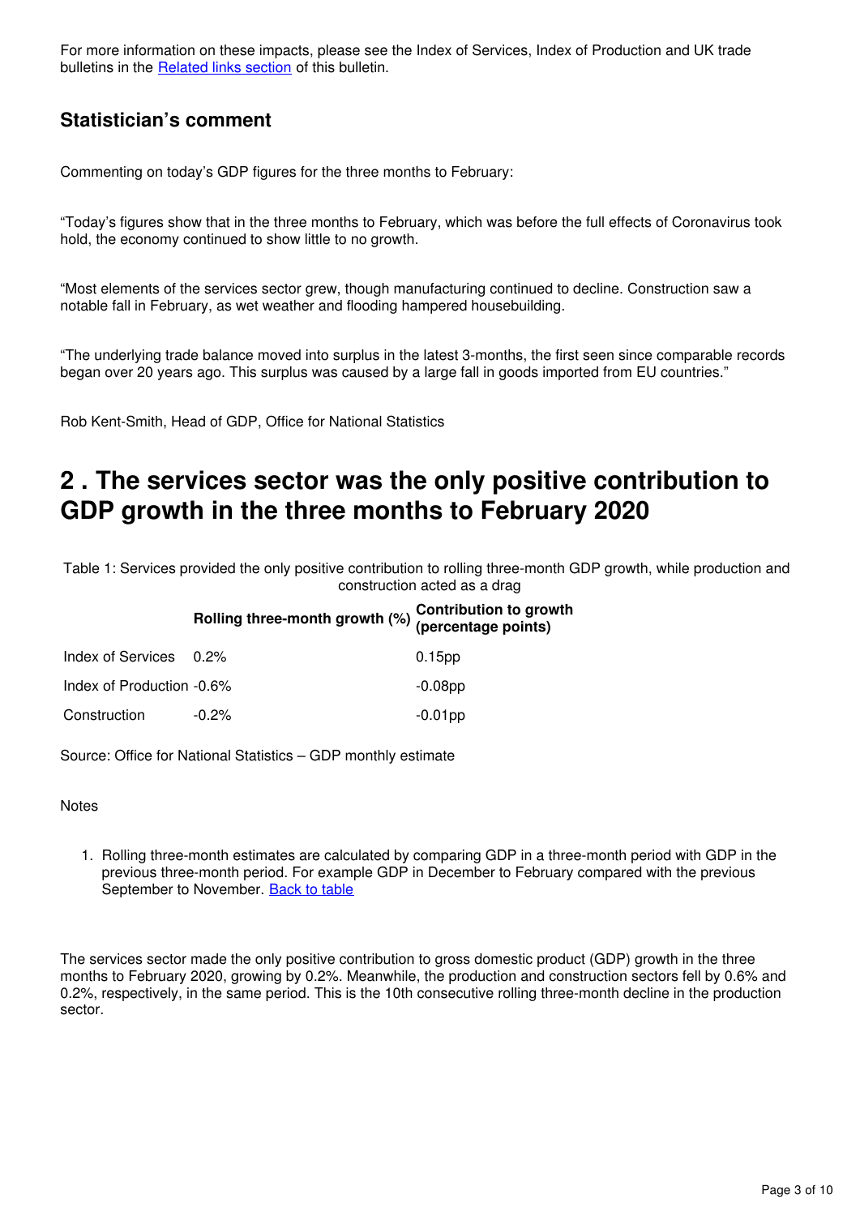For more information on these impacts, please see the Index of Services, Index of Production and UK trade bulletins in the [Related links section](#) of this bulletin.

### Statistician's comment

Commenting on today's GDP figures for the three months to February:

"Today's figures show that in the three months to February, which was before the full effects of Coronavirus took hold, the economy continued to show little to no growth.

"Most elements of the services sector grew, though manufacturing continued to decline. Construction saw a notable fall in February, as wet weather and flooding hampered housebuilding.

"The underlying trade balance moved into surplus in the latest 3-months, the first seen since comparable records began over 20 years ago. This surplus was caused by a large fall in goods imported from EU countries."

Rob Kent-Smith, Head of GDP, Office for National Statistics

## 2 . The services sector was the only positive contribution to GDP growth in the three months to February 2020

Table 1: Services provided the only positive contribution to rolling three-month GDP growth, while production and construction acted as a drag

| | **Rolling three-month growth (%)** | **Contribution to growth (percentage points)** |
|---|---|---|
| Index of Services | 0.2% | 0.15pp |
| Index of Production | -0.6% | -0.08pp |
| Construction | -0.2% | -0.01pp |

Source: Office for National Statistics – GDP monthly estimate

Notes

1. Rolling three-month estimates are calculated by comparing GDP in a three-month period with GDP in the previous three-month period. For example GDP in December to February compared with the previous September to November. [Back to table](#)

The services sector made the only positive contribution to gross domestic product (GDP) growth in the three months to February 2020, growing by 0.2%. Meanwhile, the production and construction sectors fell by 0.6% and 0.2%, respectively, in the same period. This is the 10th consecutive rolling three-month decline in the production sector.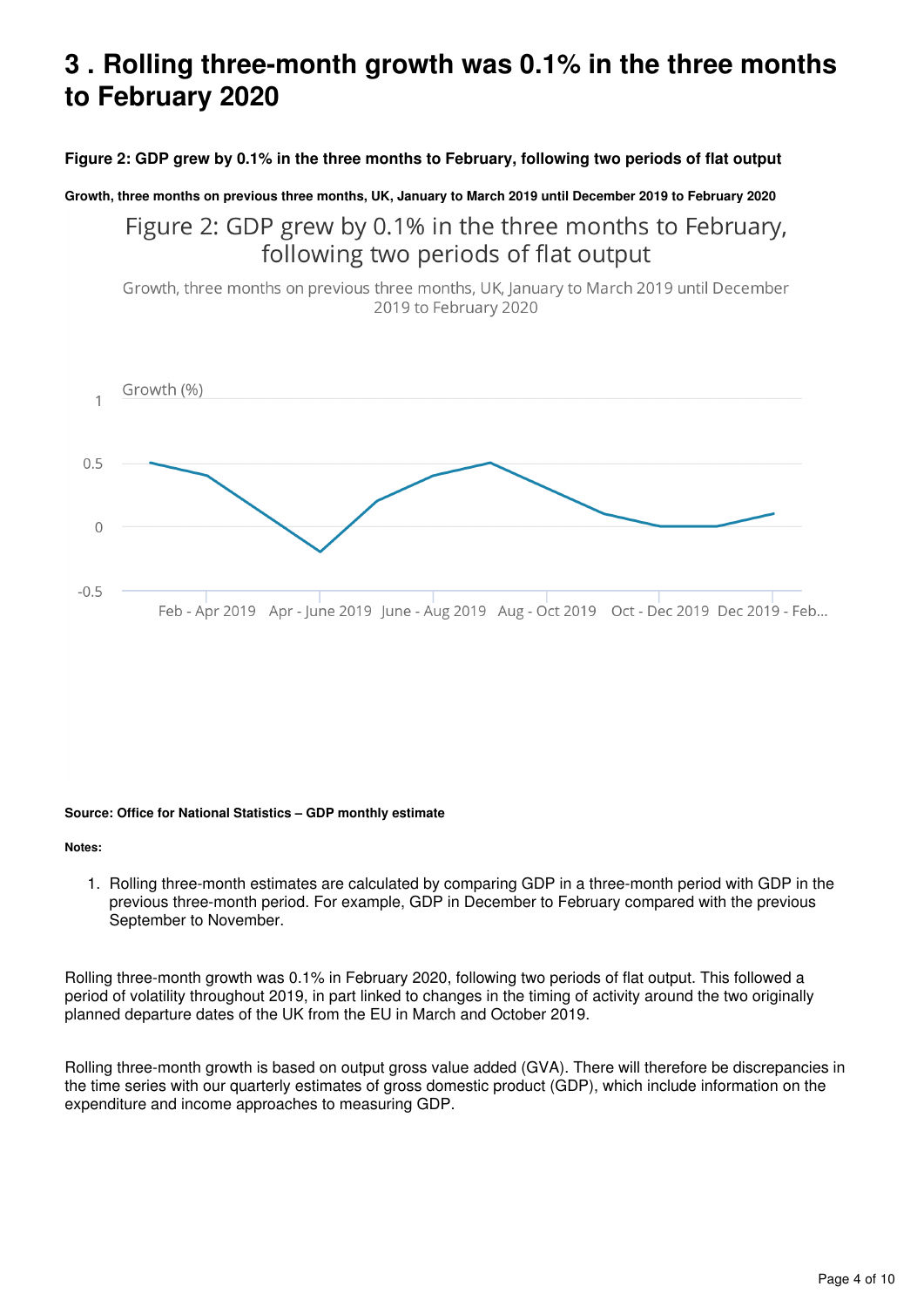# 3 . Rolling three-month growth was 0.1% in the three months to February 2020

**Figure 2: GDP grew by 0.1% in the three months to February, following two periods of flat output**

**Growth, three months on previous three months, UK, January to March 2019 until December 2019 to February 2020**

Figure 2: GDP grew by 0.1% in the three months to February, following two periods of flat output

Growth, three months on previous three months, UK, January to March 2019 until December 2019 to February 2020

Growth (%)

1

0.5

0

-0.5

Feb - Apr 2019 Apr - June 2019 June - Aug 2019 Aug - Oct 2019 Oct - Dec 2019 Dec 2019 - Feb...

**Source: Office for National Statistics – GDP monthly estimate**

**Notes:**

1. Rolling three-month estimates are calculated by comparing GDP in a three-month period with GDP in the previous three-month period. For example, GDP in December to February compared with the previous September to November.

Rolling three-month growth was 0.1% in February 2020, following two periods of flat output. This followed a period of volatility throughout 2019, in part linked to changes in the timing of activity around the two originally planned departure dates of the UK from the EU in March and October 2019.

Rolling three-month growth is based on output gross value added (GVA). There will therefore be discrepancies in the time series with our quarterly estimates of gross domestic product (GDP), which include information on the expenditure and income approaches to measuring GDP.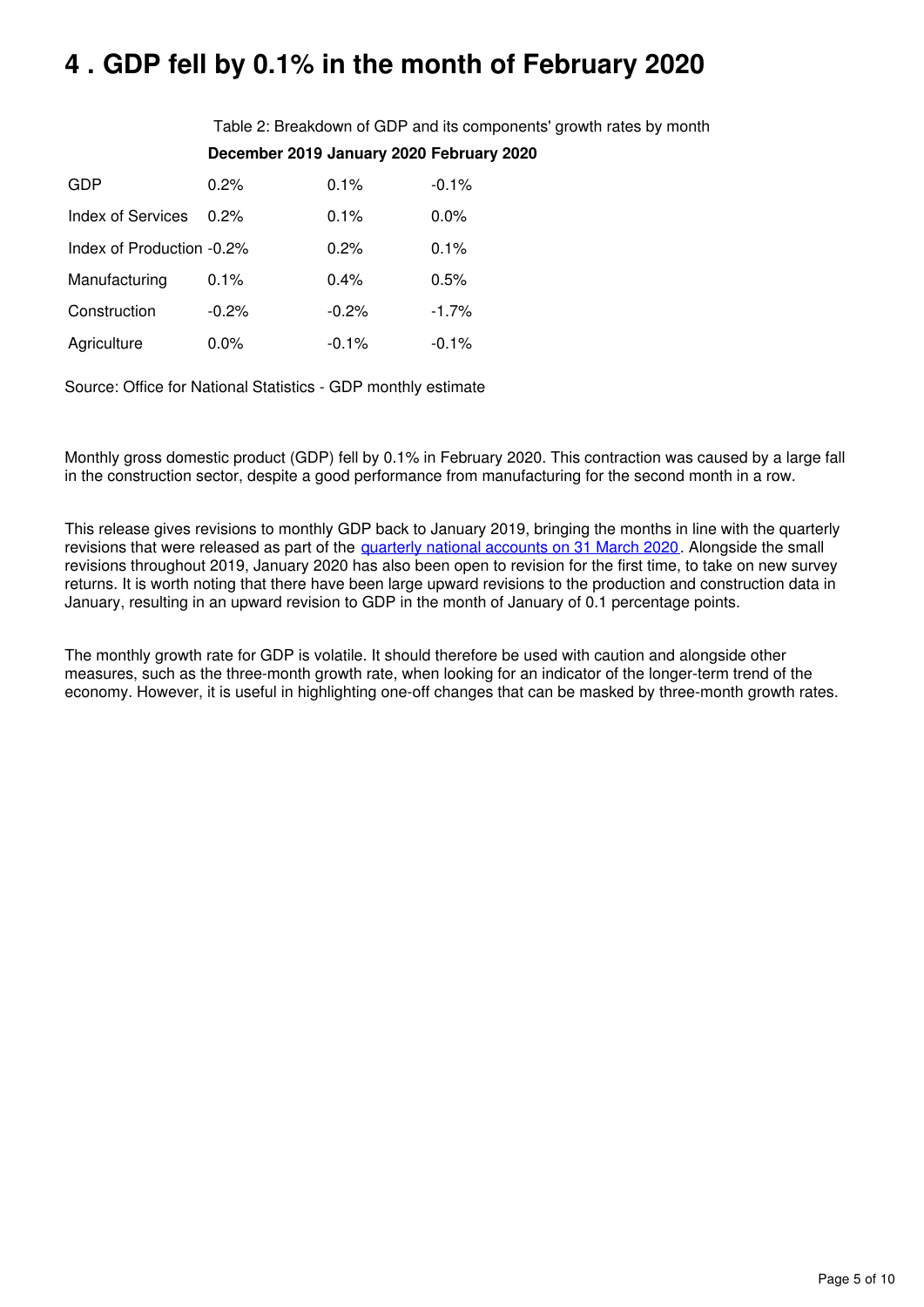# 4 . GDP fell by 0.1% in the month of February 2020

Table 2: Breakdown of GDP and its components' growth rates by month

| | December 2019 | January 2020 | February 2020 |
|---|---|---|---|
| GDP | 0.2% | 0.1% | -0.1% |
| Index of Services | 0.2% | 0.1% | 0.0% |
| Index of Production | -0.2% | 0.2% | 0.1% |
| Manufacturing | 0.1% | 0.4% | 0.5% |
| Construction | -0.2% | -0.2% | -1.7% |
| Agriculture | 0.0% | -0.1% | -0.1% |

Source: Office for National Statistics - GDP monthly estimate

Monthly gross domestic product (GDP) fell by 0.1% in February 2020. This contraction was caused by a large fall in the construction sector, despite a good performance from manufacturing for the second month in a row.

This release gives revisions to monthly GDP back to January 2019, bringing the months in line with the quarterly revisions that were released as part of the quarterly national accounts on 31 March 2020. Alongside the small revisions throughout 2019, January 2020 has also been open to revision for the first time, to take on new survey returns. It is worth noting that there have been large upward revisions to the production and construction data in January, resulting in an upward revision to GDP in the month of January of 0.1 percentage points.

The monthly growth rate for GDP is volatile. It should therefore be used with caution and alongside other measures, such as the three-month growth rate, when looking for an indicator of the longer-term trend of the economy. However, it is useful in highlighting one-off changes that can be masked by three-month growth rates.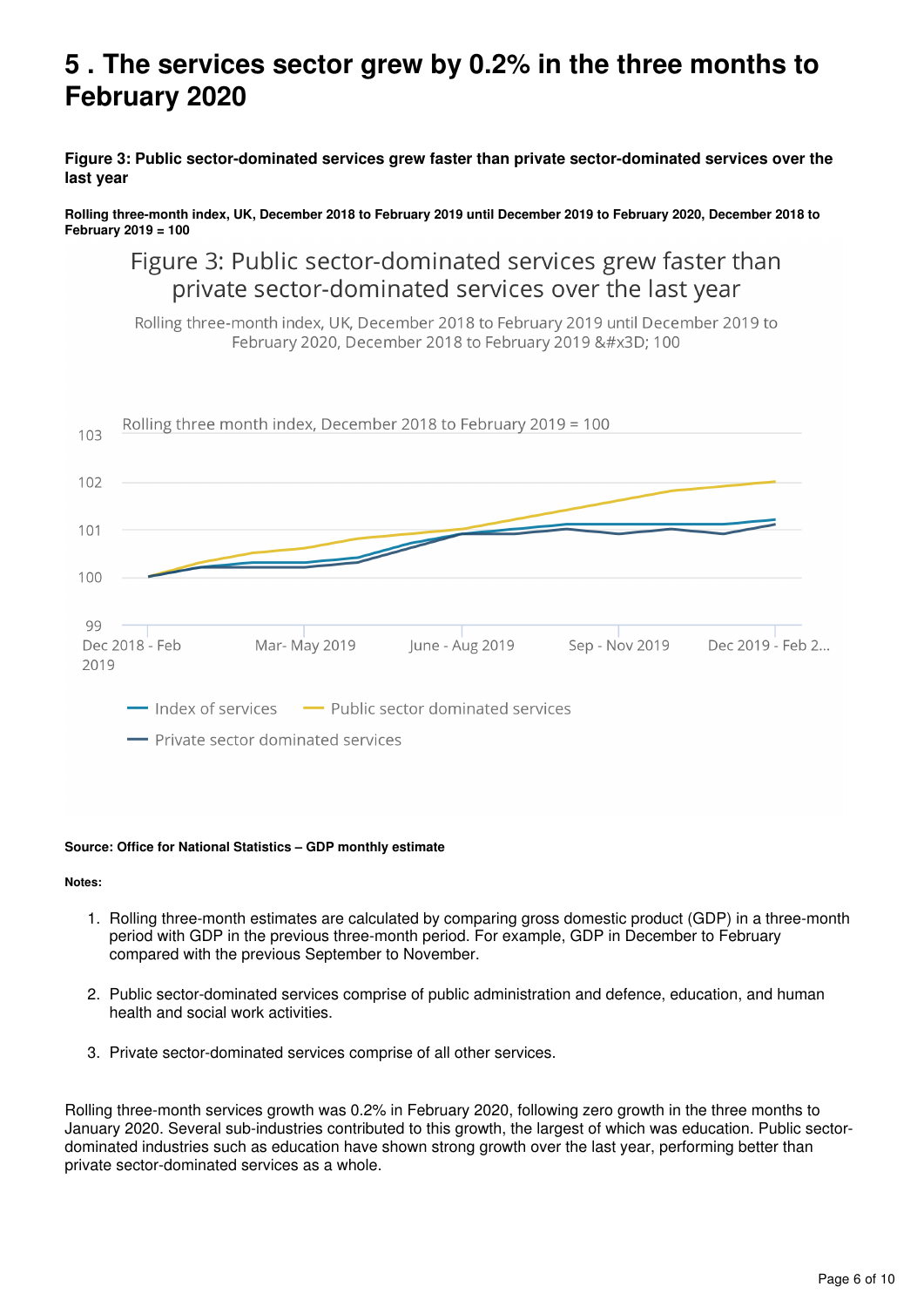# 5 . The services sector grew by 0.2% in the three months to February 2020

**Figure 3: Public sector-dominated services grew faster than private sector-dominated services over the last year**

**Rolling three-month index, UK, December 2018 to February 2019 until December 2019 to February 2020, December 2018 to February 2019 = 100**

**Source: Office for National Statistics – GDP monthly estimate**

**Notes:**

1. Rolling three-month estimates are calculated by comparing gross domestic product (GDP) in a three-month period with GDP in the previous three-month period. For example, GDP in December to February compared with the previous September to November.

2. Public sector-dominated services comprise of public administration and defence, education, and human health and social work activities.

3. Private sector-dominated services comprise of all other services.

Rolling three-month services growth was 0.2% in February 2020, following zero growth in the three months to January 2020. Several sub-industries contributed to this growth, the largest of which was education. Public sector-dominated industries such as education have shown strong growth over the last year, performing better than private sector-dominated services as a whole.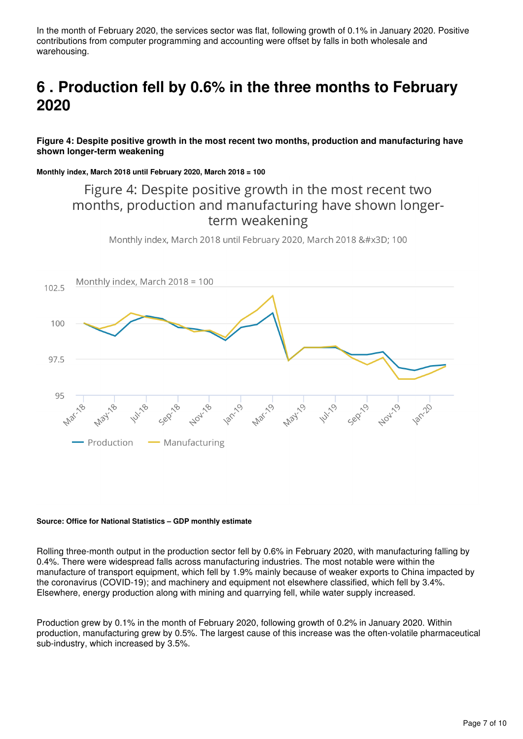In the month of February 2020, the services sector was flat, following growth of 0.1% in January 2020. Positive contributions from computer programming and accounting were offset by falls in both wholesale and warehousing.

## 6 . Production fell by 0.6% in the three months to February 2020

**Figure 4: Despite positive growth in the most recent two months, production and manufacturing have shown longer-term weakening**

**Monthly index, March 2018 until February 2020, March 2018 = 100**

**Source: Office for National Statistics – GDP monthly estimate**

Rolling three-month output in the production sector fell by 0.6% in February 2020, with manufacturing falling by 0.4%. There were widespread falls across manufacturing industries. The most notable were within the manufacture of transport equipment, which fell by 1.9% mainly because of weaker exports to China impacted by the coronavirus (COVID-19); and machinery and equipment not elsewhere classified, which fell by 3.4%. Elsewhere, energy production along with mining and quarrying fell, while water supply increased.

Production grew by 0.1% in the month of February 2020, following growth of 0.2% in January 2020. Within production, manufacturing grew by 0.5%. The largest cause of this increase was the often-volatile pharmaceutical sub-industry, which increased by 3.5%.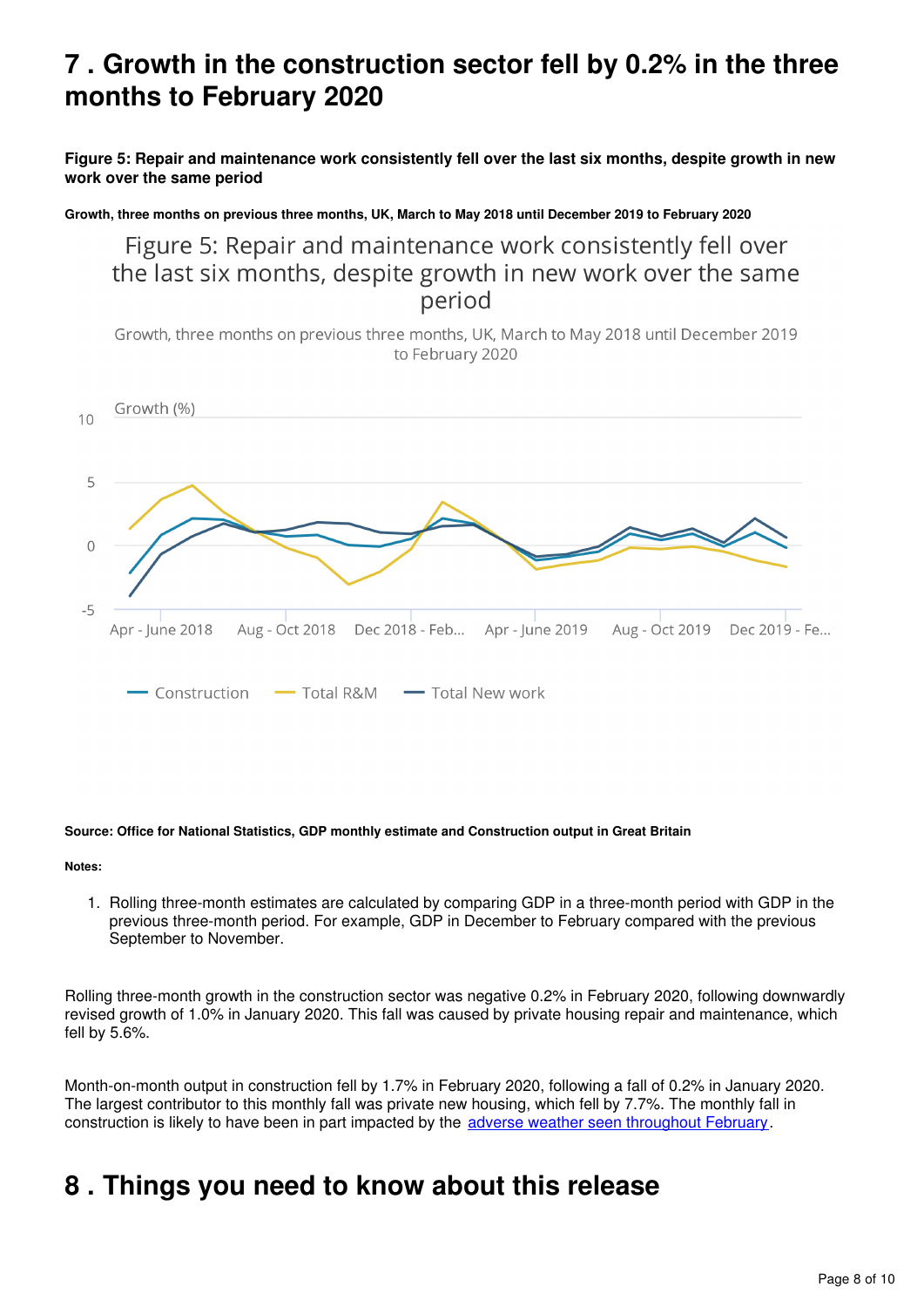## 7 . Growth in the construction sector fell by 0.2% in the three months to February 2020

**Figure 5: Repair and maintenance work consistently fell over the last six months, despite growth in new work over the same period**

**Growth, three months on previous three months, UK, March to May 2018 until December 2019 to February 2020**

**Source: Office for National Statistics, GDP monthly estimate and Construction output in Great Britain**

**Notes:**

1. Rolling three-month estimates are calculated by comparing GDP in a three-month period with GDP in the previous three-month period. For example, GDP in December to February compared with the previous September to November.

Rolling three-month growth in the construction sector was negative 0.2% in February 2020, following downwardly revised growth of 1.0% in January 2020. This fall was caused by private housing repair and maintenance, which fell by 5.6%.

Month-on-month output in construction fell by 1.7% in February 2020, following a fall of 0.2% in January 2020. The largest contributor to this monthly fall was private new housing, which fell by 7.7%. The monthly fall in construction is likely to have been in part impacted by the adverse weather seen throughout February.

## 8 . Things you need to know about this release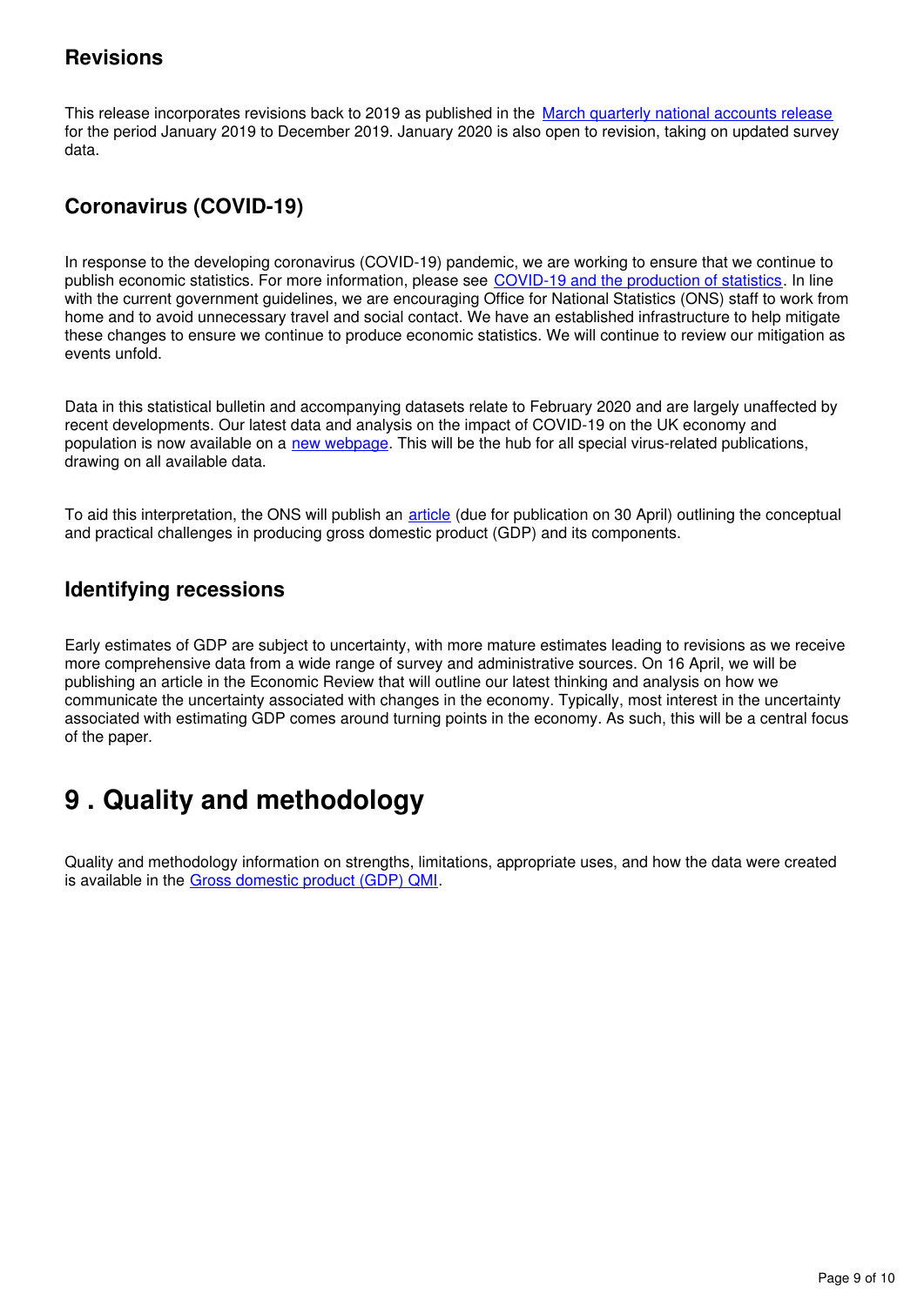### Revisions

This release incorporates revisions back to 2019 as published in the [March quarterly national accounts release] for the period January 2019 to December 2019. January 2020 is also open to revision, taking on updated survey data.

### Coronavirus (COVID-19)

In response to the developing coronavirus (COVID-19) pandemic, we are working to ensure that we continue to publish economic statistics. For more information, please see [COVID-19 and the production of statistics]. In line with the current government guidelines, we are encouraging Office for National Statistics (ONS) staff to work from home and to avoid unnecessary travel and social contact. We have an established infrastructure to help mitigate these changes to ensure we continue to produce economic statistics. We will continue to review our mitigation as events unfold.

Data in this statistical bulletin and accompanying datasets relate to February 2020 and are largely unaffected by recent developments. Our latest data and analysis on the impact of COVID-19 on the UK economy and population is now available on a [new webpage]. This will be the hub for all special virus-related publications, drawing on all available data.

To aid this interpretation, the ONS will publish an [article] (due for publication on 30 April) outlining the conceptual and practical challenges in producing gross domestic product (GDP) and its components.

### Identifying recessions

Early estimates of GDP are subject to uncertainty, with more mature estimates leading to revisions as we receive more comprehensive data from a wide range of survey and administrative sources. On 16 April, we will be publishing an article in the Economic Review that will outline our latest thinking and analysis on how we communicate the uncertainty associated with changes in the economy. Typically, most interest in the uncertainty associated with estimating GDP comes around turning points in the economy. As such, this will be a central focus of the paper.

## 9 . Quality and methodology

Quality and methodology information on strengths, limitations, appropriate uses, and how the data were created is available in the [Gross domestic product (GDP) QMI].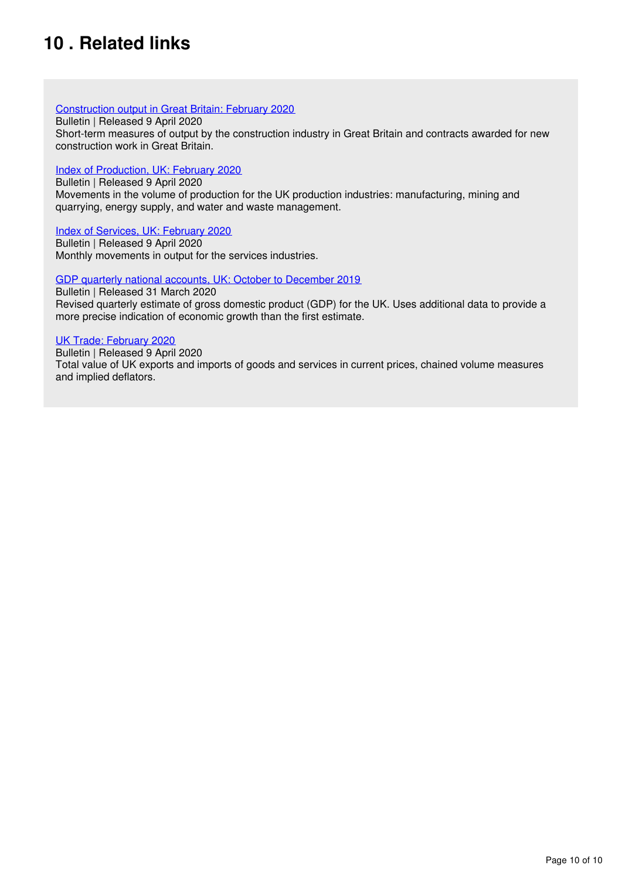# 10 . Related links

Construction output in Great Britain: February 2020
Bulletin | Released 9 April 2020
Short-term measures of output by the construction industry in Great Britain and contracts awarded for new construction work in Great Britain.

Index of Production, UK: February 2020
Bulletin | Released 9 April 2020
Movements in the volume of production for the UK production industries: manufacturing, mining and quarrying, energy supply, and water and waste management.

Index of Services, UK: February 2020
Bulletin | Released 9 April 2020
Monthly movements in output for the services industries.

GDP quarterly national accounts, UK: October to December 2019
Bulletin | Released 31 March 2020
Revised quarterly estimate of gross domestic product (GDP) for the UK. Uses additional data to provide a more precise indication of economic growth than the first estimate.

UK Trade: February 2020
Bulletin | Released 9 April 2020
Total value of UK exports and imports of goods and services in current prices, chained volume measures and implied deflators.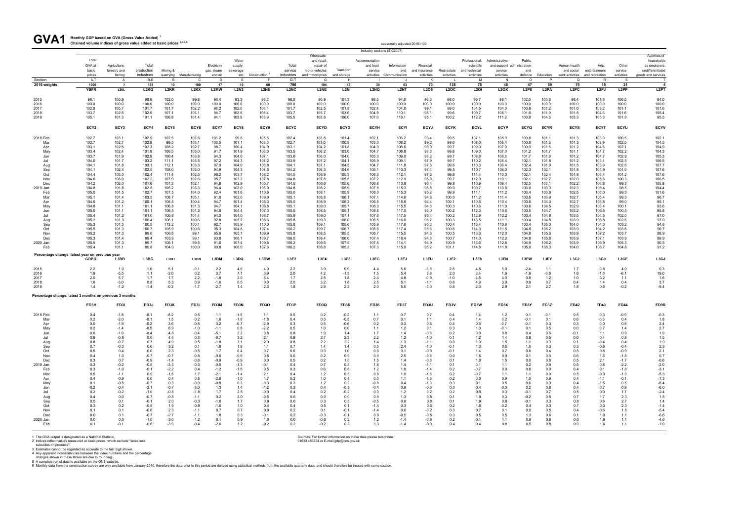# GVA1 Monthly GDP based on GVA (Gross Value Added) [1]

Chained volume indices of gross value added at basic prices [2,3,4,5]

seasonally adjusted 2016=100

Industry sections (SIC2007)

| | Total GVA at basic prices | Agriculture, forestry and fishing | Total production industries | Mining & quarrying | Manufacturing | Electricity gas, steam and air | Water supply, sewerage etc | Construction [6] | Total service industries | Wholesale and retail: repair of motor vehicles and motorcycles | Transport and storage | Accommodation and food service activities | Information and Communication | Financial and insurance activities | Real estate activities | Professional, scientific and technical activities | Administrative and support service activities | Public administration and defence | Education | Human health and social work activities | Arts, entertainment and recreation | Other service activities | Activities of households as employers, undifferentiated goods and services |
|---|---|---|---|---|---|---|---|---|---|---|---|---|---|---|---|---|---|---|---|---|---|---|---|
| Section | A-T | A | B-E | B | C | D | E | F | G-T | G | H | I | J | K | L | M | N | O | P | Q | R | S | T |
| 2016 weights | 1000 | 7 | 138 | 10 | 100 | 17 | 10 | 60 | 796 | 104 | 43 | 30 | 63 | 73 | 138 | 75 | 48 | 47 | 59 | 75 | 15 | 21 | 4 |
| | YBFR | L2KL | L2KQ | L2KR | L2KX | L2MW | L2N2 | L2N8 | L2NC | L2NE | L2NI | L2NQ | L2NT | L2O6 | L2OC | L2OI | L2OX | L2P8 | L2PA | L2PC | L2PJ | L2PP | L2PT |
| 2015 | 98.1 | 105.9 | 98.9 | 102.0 | 99.8 | 96.4 | 93.3 | 96.2 | 98.0 | 95.9 | 101.3 | 98.5 | 94.8 | 96.3 | 98.0 | 96.7 | 98.1 | 102.0 | 100.8 | 98.4 | 101.6 | 106.5 | 84.0 |
| 2016 | 100.0 | 100.0 | 100.0 | 100.0 | 100.0 | 100.0 | 100.0 | 100.0 | 100.0 | 100.0 | 100.0 | 100.0 | 100.0 | 100.0 | 100.0 | 100.0 | 100.0 | 100.0 | 100.0 | 100.0 | 100.0 | 100.0 | 100.0 |
| 2017 | 102.0 | 105.7 | 101.7 | 101.7 | 102.2 | 98.2 | 102.0 | 106.4 | 101.7 | 102.5 | 101.8 | 102.4 | 104.8 | 99.1 | 99.0 | 104.5 | 104.0 | 98.1 | 101.2 | 101.0 | 103.2 | 101.1 | 101.6 |
| 2018 | 103.7 | 102.5 | 102.5 | 107.1 | 103.1 | 96.7 | 102.5 | 106.4 | 103.7 | 105.7 | 103.6 | 104.9 | 110.1 | 98.1 | 99.6 | 109.7 | 108.1 | 101.6 | 101.9 | 101.5 | 104.6 | 101.6 | 105.4 |
| 2019 | 105.1 | 101.3 | 101.1 | 106.8 | 101.4 | 94.1 | 103.9 | 108.9 | 105.5 | 108.8 | 106.0 | 107.0 | 116.1 | 95.1 | 100.2 | 112.2 | 111.2 | 103.8 | 104.6 | 103.3 | 105.3 | 101.3 | 95.5 |
| | ECY2 | ECY3 | ECY4 | ECY5 | ECY6 | ECY7 | ECY8 | ECY9 | ECYC | ECYD | ECYG | ECYH | ECYI | ECYJ | ECYK | ECYL | ECYP | ECYQ | ECYR | ECYS | ECYT | ECYU | ECYV |
| 2018 Feb | 102.7 | 103.1 | 102.9 | 102.5 | 103.6 | 101.2 | 99.6 | 105.5 | 102.4 | 103.8 | 101.4 | 102.1 | 106.2 | 99.4 | 99.5 | 107.1 | 105.9 | 100.8 | 101.1 | 101.3 | 103.0 | 100.5 | 102.1 |
| Mar | 102.7 | 102.7 | 102.8 | 99.5 | 103.1 | 102.6 | 101.1 | 103.6 | 102.7 | 103.0 | 100.9 | 103.0 | 108.2 | 99.2 | 99.6 | 108.0 | 106.4 | 100.8 | 101.3 | 101.3 | 103.9 | 102.5 | 104.5 |
| Apr | 103.1 | 102.5 | 102.3 | 108.2 | 102.7 | 98.7 | 100.4 | 104.9 | 103.1 | 104.2 | 101.8 | 104.0 | 108.6 | 99.0 | 99.7 | 109.0 | 107.0 | 100.9 | 101.5 | 101.2 | 104.6 | 102.1 | 104.9 |
| May | 103.4 | 102.4 | 101.9 | 106.5 | 103.0 | 91.7 | 101.9 | 106.3 | 103.5 | 106.2 | 103.0 | 104.7 | 108.8 | 98.6 | 99.8 | 109.0 | 107.0 | 101.2 | 101.7 | 101.1 | 104.7 | 102.2 | 104.3 |
| Jun | 103.7 | 101.9 | 102.9 | 106.4 | 103.8 | 94.3 | 104.6 | 107.1 | 103.6 | 106.0 | 104.0 | 105.3 | 109.0 | 98.2 | 99.7 | 108.8 | 108.6 | 101.7 | 101.8 | 101.2 | 104.7 | 102.9 | 105.3 |
| Jul | 104.0 | 101.7 | 103.2 | 111.1 | 103.5 | 97.2 | 104.3 | 107.2 | 103.9 | 107.2 | 104.1 | 105.9 | 109.1 | 97.9 | 99.7 | 110.2 | 108.4 | 102.1 | 101.8 | 101.2 | 103.4 | 102.5 | 106.5 |
| Aug | 104.1 | 101.8 | 103.1 | 112.1 | 103.3 | 97.0 | 104.0 | 106.8 | 104.1 | 107.1 | 104.5 | 104.7 | 111.8 | 97.6 | 99.6 | 110.3 | 108.4 | 102.4 | 101.9 | 101.5 | 103.9 | 102.6 | 107.7 |
| Sep | 104.1 | 102.4 | 102.5 | 108.0 | 103.0 | 94.9 | 104.3 | 107.6 | 104.2 | 106.3 | 104.6 | 105.1 | 113.3 | 97.4 | 99.5 | 110.7 | 108.0 | 102.3 | 102.1 | 101.8 | 104.9 | 101.0 | 107.6 |
| Oct | 104.4 | 103.0 | 102.4 | 111.4 | 102.5 | 96.2 | 103.7 | 108.2 | 104.5 | 106.9 | 105.3 | 106.3 | 112.1 | 97.2 | 99.8 | 111.4 | 110.0 | 102.1 | 102.4 | 101.9 | 106.4 | 101.2 | 107.6 |
| Nov | 104.6 | 103.0 | 102.2 | 107.9 | 102.6 | 95.7 | 103.2 | 107.8 | 104.8 | 107.8 | 105.5 | 107.2 | 112.9 | 96.9 | 99.7 | 112.0 | 110.1 | 102.1 | 102.7 | 102.0 | 105.6 | 100.3 | 106.5 |
| Dec | 104.2 | 102.0 | 101.6 | 107.3 | 102.1 | 94.6 | 102.9 | 105.7 | 104.5 | 106.6 | 105.6 | 106.8 | 113.8 | 96.4 | 99.8 | 110.9 | 109.4 | 102.5 | 103.1 | 102.2 | 106.8 | 99.3 | 105.8 |
| 2019 Jan | 104.8 | 101.8 | 102.5 | 105.2 | 103.3 | 96.4 | 102.0 | 108.9 | 104.8 | 108.2 | 105.9 | 107.8 | 115.3 | 95.8 | 99.9 | 109.7 | 110.6 | 103.0 | 103.3 | 102.3 | 105.4 | 98.5 | 104.4 |
| Feb | 105.0 | 101.5 | 102.7 | 107.5 | 104.0 | 92.4 | 101.6 | 110.6 | 105.0 | 108.1 | 105.9 | 108.0 | 115.3 | 95.2 | 99.9 | 111.1 | 111.2 | 103.4 | 103.6 | 102.5 | 105.0 | 99.3 | 101.6 |
| Mar | 105.1 | 101.4 | 103.5 | 108.7 | 105.1 | 91.8 | 102.0 | 109.0 | 105.1 | 108.8 | 106.1 | 107.1 | 114.6 | 94.8 | 100.0 | 111.2 | 111.4 | 103.6 | 103.9 | 102.7 | 105.4 | 99.3 | 96.7 |
| Apr | 104.5 | 101.2 | 100.1 | 105.5 | 100.4 | 94.7 | 101.4 | 108.3 | 105.0 | 108.9 | 106.3 | 106.5 | 115.8 | 94.4 | 100.1 | 110.5 | 110.4 | 103.6 | 104.3 | 102.7 | 103.8 | 99.0 | 95.1 |
| May | 104.8 | 101.1 | 101.1 | 106.8 | 101.3 | 94.7 | 104.1 | 108.8 | 105.1 | 109.0 | 105.7 | 106.3 | 115.5 | 94.6 | 100.3 | 110.6 | 111.0 | 103.6 | 104.7 | 102.9 | 103.4 | 100.1 | 93.6 |
| Jun | 105.0 | 101.1 | 101.1 | 106.5 | 101.3 | 94.8 | 104.4 | 107.3 | 105.5 | 108.5 | 105.1 | 108.8 | 117.0 | 95.0 | 100.2 | 112.3 | 110.6 | 103.5 | 104.7 | 103.2 | 106.5 | 100.5 | 95.8 |
| Jul | 105.4 | 101.2 | 101.0 | 105.8 | 101.4 | 94.0 | 104.0 | 108.7 | 105.9 | 109.0 | 107.1 | 107.6 | 117.5 | 95.4 | 100.2 | 112.9 | 112.2 | 103.4 | 104.8 | 103.5 | 104.5 | 102.0 | 97.0 |
| Aug | 105.2 | 101.3 | 100.4 | 106.1 | 100.6 | 92.8 | 105.2 | 108.6 | 105.8 | 109.3 | 106.0 | 106.5 | 116.0 | 95.7 | 100.3 | 113.5 | 111.1 | 103.4 | 104.8 | 103.9 | 106.8 | 102.6 | 97.0 |
| Sep | 105.3 | 101.3 | 100.5 | 113.2 | 100.1 | 92.7 | 105.9 | 110.0 | 105.8 | 109.1 | 105.6 | 105.9 | 117.6 | 95.2 | 100.4 | 113.4 | 110.6 | 103.4 | 105.0 | 104.0 | 104.3 | 103.2 | 94.6 |
| Oct | 105.5 | 101.3 | 100.7 | 105.9 | 100.6 | 95.3 | 104.8 | 107.4 | 106.2 | 109.7 | 106.7 | 105.6 | 117.4 | 95.6 | 100.6 | 114.3 | 111.5 | 104.8 | 105.2 | 103.9 | 104.2 | 103.6 | 90.7 |
| Nov | 105.2 | 101.3 | 99.6 | 106.6 | 99.1 | 95.6 | 105.1 | 109.9 | 105.8 | 108.5 | 105.5 | 106.7 | 115.5 | 94.6 | 100.5 | 113.3 | 112.0 | 104.8 | 105.6 | 103.9 | 107.2 | 103.7 | 88.9 |
| Dec | 105.3 | 101.4 | 99.4 | 103.9 | 99.1 | 93.8 | 106.1 | 109.7 | 106.0 | 108.4 | 106.0 | 107.4 | 116.4 | 94.6 | 100.7 | 114.0 | 112.2 | 104.8 | 105.8 | 103.9 | 107.1 | 103.9 | 89.9 |
| 2020 Jan | 105.5 | 101.3 | 99.7 | 105.1 | 99.5 | 91.6 | 107.4 | 109.5 | 106.2 | 109.5 | 107.5 | 107.6 | 114.1 | 94.9 | 100.9 | 113.6 | 112.8 | 104.9 | 106.2 | 103.9 | 106.9 | 105.3 | 90.5 |
| Feb | 105.4 | 101.1 | 99.8 | 104.0 | 100.0 | 90.8 | 106.0 | 107.6 | 106.2 | 108.8 | 105.3 | 107.3 | 115.0 | 95.2 | 101.1 | 114.8 | 111.8 | 105.0 | 106.3 | 104.0 | 106.7 | 104.8 | 91.2 |
| **Percentage change, latest year on previous year** | | | | | | | | | | | | | | | | | | | | | | | |
| | GDPQ | L3BB | L3BG | L3BH | L3BN | L3DM | L3DQ | L3DW | L3E2 | L3E4 | L3E8 | L3EG | L3EJ | L3EU | L3F2 | L3F8 | L3FN | L3FW | L3FY | L3G2 | L3G9 | L3GF | L3GJ |
| 2015 | 2.2 | 1.0 | 1.0 | 5.1 | -0.1 | 2.2 | 4.6 | 4.0 | 2.2 | 3.9 | 0.9 | 4.4 | 5.6 | -3.8 | 2.8 | 4.8 | 5.0 | -2.4 | 1.1 | 1.7 | 0.8 | 4.0 | 0.3 |
| 2016 | 1.9 | -5.5 | 1.1 | -2.0 | 0.2 | 3.7 | 7.1 | 3.9 | 2.0 | 4.2 | -1.3 | 1.5 | 5.4 | 3.8 | 2.0 | 3.4 | 1.9 | -1.9 | -0.8 | 1.6 | -1.6 | -6.1 | 19.0 |
| 2017 | 2.0 | 5.7 | 1.7 | 1.7 | 2.2 | -1.8 | 2.0 | 6.4 | 1.7 | 2.5 | 1.8 | 2.4 | 4.8 | -0.9 | -1.0 | 4.5 | 4.0 | 0.8 | 1.2 | 1.0 | 3.2 | 1.1 | 1.6 |
| 2018 | 1.6 | -3.0 | 0.8 | 5.3 | 0.9 | -1.6 | 0.5 | 0.0 | 2.0 | 3.2 | 1.8 | 2.5 | 5.1 | -1.1 | 0.6 | 4.9 | 3.9 | 0.9 | 0.7 | 0.4 | 1.4 | 0.4 | 3.7 |
| 2019 | 1.4 | -1.2 | -1.4 | -0.3 | -1.7 | -2.7 | 1.4 | 2.3 | 1.8 | 2.9 | 2.3 | 2.0 | 5.5 | -3.0 | 0.6 | 2.3 | 2.9 | 2.1 | 2.7 | 1.8 | 0.6 | -0.2 | -9.4 |
| **Percentage change, latest 3 months on previous 3 months** | | | | | | | | | | | | | | | | | | | | | | | |
| | ED3H | ED3I | ED3J | ED3K | ED3L | ED3M | ED3N | ED3O | ED3P | ED3Q | ED3R | ED3S | ED3T | ED3U | ED3V | ED3W | ED3X | ED3Y | ED3Z | ED42 | ED43 | ED44 | ED9R |
| 2018 Feb | 0.4 | -1.8 | -0.1 | -8.2 | 0.5 | 1.1 | -1.5 | 1.1 | 0.5 | 0.2 | -0.2 | 1.1 | 0.7 | 0.7 | 0.4 | 1.4 | 1.2 | 0.1 | -0.1 | 0.5 | 0.3 | -0.9 | -0.3 |
| Mar | 0.2 | -2.0 | -0.1 | 1.5 | -0.2 | 1.6 | -1.8 | -1.8 | 0.4 | 0.3 | -0.5 | 0.7 | 0.1 | 1.1 | 0.4 | 1.4 | 0.2 | -0.1 | 0.1 | 0.6 | -0.3 | 0.4 | 1.8 |
| Apr | 0.0 | -1.9 | -0.2 | 3.6 | -0.8 | 3.2 | -0.7 | -2.9 | 0.3 | 0.5 | -0.6 | 0.2 | 0.3 | 0.8 | 0.4 | 0.6 | -0.7 | -0.1 | 0.3 | 0.3 | 0.0 | 0.6 | 2.4 |
| May | 0.2 | -1.4 | -0.5 | 6.9 | -1.0 | -1.1 | 0.8 | -2.2 | 0.5 | 1.0 | 0.0 | 1.1 | 1.2 | 0.1 | 0.3 | 1.0 | -0.1 | 0.1 | 0.5 | 0.0 | 0.7 | 1.4 | 2.7 |
| Jun | 0.6 | -1.0 | -0.4 | 4.8 | -0.4 | -5.1 | 2.2 | 0.8 | 0.8 | 1.9 | 1.4 | 1.7 | 1.4 | -0.6 | 0.2 | 0.9 | 0.8 | 0.4 | 0.6 | -0.1 | 1.1 | 0.9 | 1.9 |
| Jul | 0.9 | -0.8 | 0.0 | 4.4 | 0.3 | -6.7 | 3.2 | 2.1 | 0.9 | 2.7 | 2.3 | 2.2 | 1.2 | -1.0 | 0.1 | 1.2 | 1.4 | 0.8 | 0.5 | 0.0 | 0.4 | 0.8 | 1.5 |
| Aug | 0.8 | -0.7 | 0.7 | 4.9 | 0.5 | -1.8 | 3.1 | 2.0 | 0.8 | 2.2 | 2.2 | 1.4 | 1.3 | -1.1 | 0.0 | 1.0 | 1.5 | 1.1 | 0.3 | 0.1 | -0.4 | 0.4 | 1.9 |
| Sep | 0.7 | -0.3 | 0.6 | 3.2 | 0.1 | 1.6 | 1.8 | 1.1 | 0.7 | 1.4 | 1.4 | 0.5 | 2.4 | -1.0 | -0.1 | 1.3 | 0.6 | 1.0 | 0.3 | 0.3 | -0.6 | -0.4 | 2.3 |
| Oct | 0.5 | 0.4 | 0.0 | 2.3 | -0.5 | 1.7 | 0.4 | 0.7 | 0.6 | 0.3 | 1.0 | 0.0 | 3.1 | -0.9 | -0.1 | 1.4 | 0.7 | 0.6 | 0.4 | 0.5 | 0.8 | -0.9 | 2.1 |
| Nov | 0.4 | 1.0 | -0.7 | -0.7 | -0.8 | -0.6 | -0.6 | 0.8 | 0.6 | 0.2 | 0.9 | 0.9 | 2.5 | -0.8 | 0.0 | 1.5 | 0.9 | 0.1 | 0.6 | 0.6 | 1.6 | -1.8 | 0.7 |
| Dec | 0.3 | 0.7 | -0.9 | -1.4 | -0.8 | -0.9 | -0.9 | 0.0 | 0.5 | 0.2 | 1.0 | 1.5 | 1.4 | -0.8 | 0.1 | 1.0 | 1.5 | 0.0 | 0.8 | 0.5 | 2.1 | -1.7 | -0.6 |
| 2019 Jan | 0.3 | -0.2 | -0.5 | -3.3 | -0.3 | -0.5 | -1.3 | -0.1 | 0.4 | 0.7 | 0.8 | 1.8 | 1.4 | -1.1 | 0.1 | 0.1 | 1.1 | 0.2 | 0.9 | 0.5 | 0.8 | -2.2 | -2.0 |
| Feb | 0.3 | -1.0 | -0.1 | -2.2 | 0.4 | -1.2 | -1.5 | 0.5 | 0.3 | 0.6 | 0.6 | 1.2 | 1.8 | -1.4 | 0.2 | -0.7 | 0.9 | 0.8 | 0.9 | 0.4 | 0.1 | -1.8 | -3.1 |
| Mar | 0.5 | -1.1 | 0.9 | -1.6 | 1.7 | -2.1 | -1.4 | 2.1 | 0.4 | 1.2 | 0.5 | 0.8 | 1.9 | -1.6 | 0.2 | -0.7 | 1.1 | 1.1 | 0.9 | 0.5 | -0.9 | -1.3 | -5.3 |
| Apr | 0.4 | -0.9 | 0.0 | 0.4 | 0.5 | -2.8 | -1.0 | 1.7 | 0.3 | 1.0 | 0.4 | 0.0 | 1.1 | -1.6 | 0.2 | 0.0 | 0.9 | 1.0 | 0.9 | 0.4 | -1.1 | -0.1 | -7.3 |
| May | 0.1 | -0.5 | -0.7 | 0.3 | -0.9 | -0.8 | 0.3 | 0.3 | 0.3 | 1.2 | 0.2 | -0.8 | 0.4 | -1.3 | 0.3 | 0.1 | 0.5 | 0.6 | 0.9 | 0.4 | -1.5 | 0.5 | -8.4 |
| Jun | -0.2 | -0.4 | -2.1 | -0.7 | -3.0 | 1.3 | 1.4 | -1.2 | 0.2 | 0.4 | -0.3 | -0.4 | 0.9 | -0.6 | 0.3 | 0.4 | -0.3 | 0.2 | 0.8 | 0.4 | -0.7 | 0.9 | -6.0 |
| Jul | 0.2 | -0.2 | -1.0 | -0.8 | -1.8 | 1.7 | 2.5 | -0.9 | 0.4 | 0.2 | -0.2 | 0.3 | 1.2 | 0.2 | 0.2 | 0.9 | 0.3 | -0.1 | 0.7 | 0.5 | 0.0 | 1.7 | -2.4 |
| Aug | 0.4 | 0.0 | -0.7 | -0.8 | -1.1 | 0.2 | 2.0 | -0.5 | 0.6 | 0.0 | 0.0 | 0.9 | 1.3 | 0.8 | 0.1 | 1.9 | 0.3 | -0.2 | 0.5 | 0.7 | 1.7 | 2.3 | 1.5 |
| Sep | 0.5 | 0.1 | -0.1 | 2.0 | -0.3 | -1.6 | 1.7 | 0.9 | 0.6 | 0.3 | 0.5 | -0.5 | 0.8 | 0.8 | 0.1 | 1.9 | 0.6 | -0.1 | 0.3 | 0.8 | 0.6 | 2.7 | 1.4 |
| Oct | 0.3 | 0.2 | -0.5 | 1.9 | -0.9 | -1.0 | 1.0 | 0.4 | 0.4 | 0.5 | 0.1 | -1.4 | 0.3 | 0.6 | 0.2 | 1.6 | -0.2 | 0.4 | 0.3 | 0.7 | 0.3 | 2.3 | -1.4 |
| Nov | 0.1 | 0.1 | -0.6 | 2.3 | -1.1 | 0.7 | 0.7 | 0.9 | 0.2 | 0.1 | -0.1 | -1.4 | 0.0 | -0.2 | 0.3 | 0.7 | 0.1 | 0.9 | 0.5 | 0.4 | -0.6 | 1.8 | -5.4 |
| Dec | 0.0 | 0.1 | -0.7 | -2.7 | -1.1 | 1.8 | 0.3 | -0.1 | 0.2 | -0.3 | -0.1 | 0.0 | -0.5 | -0.5 | 0.3 | 0.5 | 0.5 | 1.3 | 0.6 | 0.1 | 1.0 | 1.1 | -6.6 |
| 2020 Jan | 0.0 | 0.0 | -1.0 | -3.0 | -1.2 | 0.1 | 0.9 | 1.0 | 0.0 | -0.6 | 0.2 | 1.2 | -1.4 | -0.8 | 0.2 | -0.1 | 1.1 | 0.9 | 0.8 | 0.0 | 1.9 | 1.1 | -4.6 |
| Feb | 0.1 | -0.1 | -0.6 | -3.9 | -0.4 | -2.6 | 1.2 | -0.2 | 0.2 | -0.2 | 0.3 | 1.3 | -1.4 | -0.3 | 0.4 | 0.4 | 0.8 | 0.5 | 0.8 | 0.0 | 1.6 | 1.1 | -1.0 |

1 The GVA output is designated as a National Statistic.
2 Indices reflect values measured at basic prices, which exclude "taxes less subsidies on products".
3 Estimates cannot be regarded as accurate to the last digit shown.
4 Any apparent inconsistencies between the index numbers and the percentage changes shown in these tables are due to rounding.
5 A complete run of data is available on the ONS website.
6 Monthly data from the construction survey are only available from January 2010, therefore the data prior to this period are derived using statistical methods from the available quarterly data, and should therefore be treated with some caution.

Sources: For further information on these data please telephone 01633 456724 or E-mail gdp@ons.gov.uk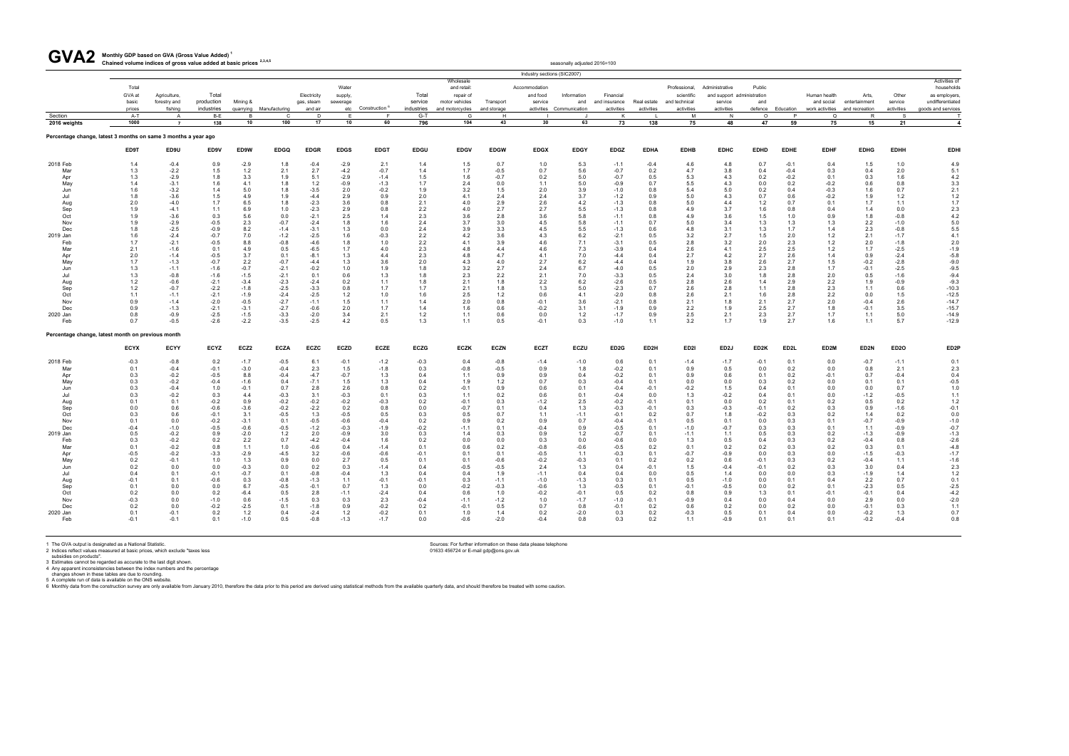# GVA2 Monthly GDP based on GVA (Gross Value Added)[1]

Chained volume indices of gross value added at basic prices[2,3,4,5]

seasonally adjusted 2016=100

Industry sections (SIC2007)

| | Total GVA at basic prices | Agriculture, forestry and fishing | Total production industries | Mining & quarrying | Manufacturing | Electricity gas, steam and air | Water supply, sewerage etc | Construction[6] | Total service industries | Wholesale and retail: repair of motor vehicles and motorcycles | Transport and storage | Accommodation and food service activities | Information and Communication | Financial and insurance activities | Real estate activities | Professional, scientific and technical activities | Administrative and support service activities | Public administration and defence | Education | Human health and social work activities | Arts, entertainment and recreation | Other service activities | Activities of households as employers, undifferentiated goods and services |
|---|---|---|---|---|---|---|---|---|---|---|---|---|---|---|---|---|---|---|---|---|---|---|---|
| Section | A-T | A | B-E | B | C | D | E | F | G-T | G | H | I | J | K | L | M | N | O | P | Q | R | S | T |
| 2016 weights | 1000 | 7 | 138 | 10 | 100 | 17 | 10 | 60 | 796 | 104 | 43 | 30 | 63 | 73 | 138 | 75 | 48 | 47 | 59 | 75 | 15 | 21 | 4 |

**Percentage change, latest 3 months on same 3 months a year ago**

| | ED9T | ED9U | ED9V | ED9W | EDGQ | EDGR | EDGS | EDGT | EDGU | EDGV | EDGW | EDGX | EDGY | EDGZ | EDHA | EDHB | EDHC | EDHD | EDHE | EDHF | EDHG | EDHH | EDHI |
|---|---|---|---|---|---|---|---|---|---|---|---|---|---|---|---|---|---|---|---|---|---|---|---|
| 2018 Feb | 1.4 | -0.4 | 0.9 | -2.9 | 1.8 | -0.4 | -2.9 | 2.1 | 1.4 | 1.5 | 0.7 | 1.0 | 5.3 | -1.1 | -0.4 | 4.6 | 4.8 | 0.7 | -0.1 | 0.4 | 1.5 | 1.0 | 4.9 |
| Mar | 1.3 | -2.2 | 1.5 | 1.2 | 2.1 | 2.7 | -4.2 | -0.7 | 1.4 | 1.7 | -0.5 | 0.7 | 5.6 | -0.7 | 0.2 | 4.7 | 3.8 | 0.4 | -0.4 | 0.3 | 0.4 | 2.0 | 5.1 |
| Apr | 1.3 | -2.9 | 1.8 | 3.3 | 1.9 | 5.1 | -2.9 | -1.4 | 1.5 | 1.6 | -0.7 | 0.2 | 5.0 | -0.7 | 0.5 | 5.3 | 4.3 | 0.2 | -0.2 | 0.1 | 0.3 | 1.6 | 4.2 |
| May | 1.4 | -3.1 | 1.6 | 4.1 | 1.8 | 1.2 | -0.9 | -1.3 | 1.7 | 2.4 | 0.0 | 1.1 | 5.0 | -0.9 | 0.7 | 5.5 | 4.3 | 0.0 | 0.2 | -0.2 | 0.6 | 0.8 | 3.3 |
| Jun | 1.6 | -3.2 | 1.4 | 5.0 | 1.8 | -3.5 | 2.0 | -0.2 | 1.9 | 3.2 | 1.5 | 2.0 | 3.9 | -1.0 | 0.8 | 5.4 | 5.0 | 0.2 | 0.4 | -0.3 | 1.6 | 0.7 | 2.1 |
| Jul | 1.8 | -3.6 | 1.5 | 4.9 | 1.9 | -4.4 | 2.9 | 0.9 | 2.0 | 4.1 | 2.4 | 2.4 | 3.7 | -1.2 | 0.9 | 5.0 | 4.3 | 0.7 | 0.6 | -0.2 | 1.9 | 1.2 | 1.2 |
| Aug | 2.0 | -4.0 | 1.7 | 6.5 | 1.8 | -2.3 | 3.6 | 0.8 | 2.1 | 4.0 | 2.9 | 2.6 | 4.2 | -1.3 | 0.8 | 5.0 | 4.4 | 1.2 | 0.7 | 0.1 | 1.7 | 1.1 | 1.7 |
| Sep | 1.9 | -4.1 | 1.1 | 6.9 | 1.0 | -2.3 | 2.9 | 0.8 | 2.2 | 4.0 | 2.7 | 2.7 | 5.5 | -1.3 | 0.8 | 4.9 | 3.7 | 1.6 | 0.8 | 0.4 | 1.4 | 0.0 | 2.3 |
| Oct | 1.9 | -3.6 | 0.3 | 5.6 | 0.0 | -2.1 | 2.5 | 1.4 | 2.3 | 3.6 | 2.8 | 3.6 | 5.8 | -1.1 | 0.8 | 4.9 | 3.6 | 1.5 | 1.0 | 0.9 | 1.8 | -0.8 | 4.2 |
| Nov | 1.9 | -2.9 | -0.5 | 2.3 | -0.7 | -2.4 | 1.8 | 1.6 | 2.4 | 3.7 | 3.0 | 4.5 | 5.8 | -1.1 | 0.7 | 5.0 | 3.4 | 1.3 | 1.3 | 1.3 | 2.2 | -1.0 | 5.0 |
| Dec | 1.8 | -2.5 | -0.9 | 8.2 | -1.4 | -3.1 | 1.3 | 0.0 | 2.4 | 3.9 | 3.3 | 4.5 | 5.5 | -1.3 | 0.6 | 4.8 | 3.1 | 1.3 | 1.7 | 1.4 | 2.3 | -0.8 | 5.5 |
| 2019 Jan | 1.6 | -2.4 | -0.7 | 7.0 | -1.2 | -2.5 | 1.6 | -0.3 | 2.2 | 4.2 | 3.6 | 4.3 | 6.2 | -2.1 | 0.5 | 3.2 | 2.7 | 1.5 | 2.0 | 1.2 | 2.1 | -1.7 | 4.1 |
| Feb | 1.7 | -2.1 | -0.5 | 8.8 | -0.8 | -4.6 | 1.8 | 1.0 | 2.2 | 4.1 | 3.9 | 4.6 | 7.1 | -3.1 | 0.5 | 2.8 | 3.2 | 2.0 | 2.3 | 1.2 | 2.0 | -1.8 | 2.0 |
| Mar | 2.1 | -1.6 | 0.1 | 4.9 | 0.5 | -6.5 | 1.7 | 4.0 | 2.3 | 4.8 | 4.4 | 4.6 | 7.3 | -3.9 | 0.4 | 2.6 | 4.1 | 2.5 | 2.5 | 1.2 | 1.7 | -2.5 | -1.9 |
| Apr | 2.0 | -1.4 | -0.5 | 3.7 | 0.1 | -8.1 | 1.3 | 4.4 | 2.3 | 4.8 | 4.7 | 4.1 | 7.0 | -4.4 | 0.4 | 2.7 | 4.2 | 2.7 | 2.6 | 1.4 | 0.9 | -2.4 | -5.8 |
| May | 1.7 | -1.3 | -0.7 | 2.2 | -0.7 | -4.4 | 1.3 | 3.6 | 2.0 | 4.3 | 4.0 | 2.7 | 6.2 | -4.4 | 0.4 | 1.9 | 3.8 | 2.6 | 2.7 | 1.5 | -0.2 | -2.8 | -9.0 |
| Jun | 1.3 | -1.1 | -1.6 | -0.7 | -2.1 | -0.2 | 1.0 | 1.9 | 1.8 | 3.2 | 2.7 | 2.4 | 6.7 | -4.0 | 0.5 | 2.0 | 2.9 | 2.3 | 2.8 | 1.7 | -0.1 | -2.5 | -9.5 |
| Jul | 1.3 | -0.8 | -1.6 | -1.5 | -2.1 | 0.1 | 0.6 | 1.3 | 1.8 | 2.3 | 2.2 | 2.1 | 7.0 | -3.3 | 0.5 | 2.4 | 3.0 | 1.8 | 2.8 | 2.0 | 0.5 | -1.6 | -9.4 |
| Aug | 1.2 | -0.6 | -2.1 | -3.4 | -2.3 | -2.4 | 0.2 | 1.1 | 1.8 | 2.1 | 1.8 | 2.2 | 6.2 | -2.6 | 0.5 | 2.8 | 2.6 | 1.4 | 2.9 | 2.2 | 1.9 | -0.9 | -9.3 |
| Sep | 1.2 | -0.7 | -2.2 | -1.8 | -2.5 | -3.3 | 0.8 | 1.7 | 1.7 | 2.1 | 1.8 | 1.3 | 5.0 | -2.3 | 0.7 | 2.6 | 2.8 | 1.1 | 2.8 | 2.3 | 1.1 | 0.6 | -10.3 |
| Oct | 1.1 | -1.1 | -2.1 | -1.9 | -2.4 | -2.5 | 1.2 | 1.0 | 1.6 | 2.5 | 1.2 | 0.6 | 4.1 | -2.0 | 0.8 | 2.6 | 2.1 | 1.6 | 2.8 | 2.2 | 0.0 | 1.5 | -12.5 |
| Nov | 0.9 | -1.4 | -2.0 | -0.5 | -2.7 | -1.1 | 1.5 | 1.1 | 1.4 | 2.0 | 0.8 | -0.1 | 3.6 | -2.1 | 0.8 | 2.1 | 1.8 | 2.1 | 2.7 | 2.0 | -0.4 | 2.6 | -14.7 |
| Dec | 0.9 | -1.3 | -2.1 | -3.1 | -2.7 | -0.6 | 2.0 | 1.7 | 1.4 | 1.6 | 0.6 | -0.2 | 3.1 | -1.9 | 0.9 | 2.2 | 1.9 | 2.5 | 2.7 | 1.8 | -0.1 | 3.5 | -15.7 |
| 2020 Jan | 0.8 | -0.9 | -2.5 | -1.5 | -3.3 | -2.0 | 3.4 | 2.1 | 1.2 | 1.1 | 0.6 | 0.0 | 1.2 | -1.7 | 0.9 | 2.5 | 2.1 | 2.3 | 2.7 | 1.7 | 1.1 | 5.0 | -14.9 |
| Feb | 0.7 | -0.5 | -2.6 | -2.2 | -3.5 | -2.5 | 4.2 | 0.5 | 1.3 | 1.1 | 0.5 | -0.1 | 0.3 | -1.0 | 1.1 | 3.2 | 1.7 | 1.9 | 2.7 | 1.6 | 1.1 | 5.7 | -12.9 |

**Percentage change, latest month on previous month**

| | ECYX | ECYY | ECYZ | ECZ2 | ECZA | ECZC | ECZD | ECZE | ECZG | ECZK | ECZN | ECZT | ECZU | ED2G | ED2H | ED2I | ED2J | ED2K | ED2L | ED2M | ED2N | ED2O | ED2P |
|---|---|---|---|---|---|---|---|---|---|---|---|---|---|---|---|---|---|---|---|---|---|---|---|
| 2018 Feb | -0.3 | -0.8 | 0.2 | -1.7 | -0.5 | 6.1 | -0.1 | -1.2 | -0.3 | 0.4 | -0.8 | -1.4 | -1.0 | 0.6 | 0.1 | -1.4 | -1.7 | -0.1 | 0.1 | 0.0 | -0.7 | -1.1 | 0.1 |
| Mar | 0.1 | -0.4 | -0.1 | -3.0 | -0.4 | 2.3 | 1.5 | -1.8 | 0.3 | -0.8 | -0.5 | 0.9 | 1.8 | -0.2 | 0.1 | 0.9 | 0.5 | 0.0 | 0.2 | 0.0 | 0.8 | 2.1 | 2.3 |
| Apr | 0.3 | -0.2 | -0.5 | 8.8 | -0.4 | -4.7 | -0.7 | 1.3 | 0.4 | 1.1 | 0.9 | 0.9 | 0.4 | -0.2 | 0.1 | 0.9 | 0.6 | 0.1 | 0.2 | -0.1 | 0.7 | -0.4 | 0.4 |
| May | 0.3 | -0.2 | -0.4 | -1.6 | 0.4 | -7.1 | 1.5 | 1.3 | 0.4 | 1.9 | 1.2 | 0.7 | 0.3 | -0.4 | 0.1 | 0.0 | 0.0 | 0.3 | 0.2 | 0.0 | 0.1 | 0.1 | -0.5 |
| Jun | 0.3 | -0.4 | 1.0 | -0.1 | 0.7 | 2.8 | 2.6 | 0.8 | 0.2 | -0.1 | 0.9 | 0.6 | 0.1 | -0.4 | -0.1 | -0.2 | 1.5 | 0.4 | 0.1 | 0.0 | 0.0 | 0.7 | 1.0 |
| Jul | 0.3 | -0.2 | 0.3 | 4.4 | -0.3 | 3.1 | -0.3 | 0.1 | 0.3 | 1.1 | 0.2 | 0.6 | 0.1 | -0.4 | 0.0 | 1.3 | -0.2 | 0.4 | 0.1 | 0.0 | -1.2 | -0.5 | 1.1 |
| Aug | 0.1 | 0.1 | -0.2 | 0.9 | -0.2 | -0.2 | -0.2 | -0.3 | 0.2 | -0.1 | 0.3 | -1.2 | 2.5 | -0.2 | -0.1 | 0.1 | 0.0 | 0.2 | 0.1 | 0.2 | 0.5 | 0.2 | 1.2 |
| Sep | 0.0 | 0.6 | -0.6 | -3.6 | -0.2 | -2.2 | 0.2 | 0.8 | 0.0 | -0.7 | 0.1 | 0.4 | 1.3 | -0.3 | -0.1 | 0.3 | -0.3 | -0.1 | 0.2 | 0.3 | 0.9 | -1.6 | -0.1 |
| Oct | 0.3 | 0.6 | -0.1 | 3.1 | -0.5 | 1.3 | -0.5 | 0.5 | 0.3 | 0.5 | 0.7 | 1.1 | -1.1 | -0.1 | 0.2 | 0.7 | 1.8 | -0.2 | 0.3 | 0.2 | 1.4 | 0.2 | 0.0 |
| Nov | 0.1 | 0.0 | -0.2 | -3.1 | 0.1 | -0.5 | -0.6 | -0.4 | 0.2 | 0.9 | 0.2 | 0.9 | 0.7 | -0.4 | -0.1 | 0.5 | 0.1 | 0.0 | 0.3 | 0.1 | -0.7 | -0.9 | -1.0 |
| Dec | -0.4 | -1.0 | -0.5 | -0.6 | -0.5 | -1.2 | -0.3 | -1.9 | -0.2 | -1.1 | 0.1 | -0.4 | 0.9 | -0.5 | 0.1 | -1.0 | -0.7 | 0.3 | 0.3 | 0.1 | 1.1 | -0.9 | -0.7 |
| 2019 Jan | 0.5 | -0.2 | 0.9 | -2.0 | 1.2 | 2.0 | -0.9 | 3.0 | 0.3 | 1.4 | 0.3 | 0.9 | 1.2 | -0.7 | 0.1 | -1.1 | 1.1 | 0.5 | 0.3 | 0.2 | -1.3 | -0.9 | -1.3 |
| Feb | 0.3 | -0.2 | 0.2 | 2.2 | 0.7 | -4.2 | -0.4 | 1.6 | 0.2 | 0.0 | 0.0 | 0.3 | 0.0 | -0.6 | 0.0 | 1.3 | 0.5 | 0.4 | 0.3 | 0.2 | -0.4 | 0.8 | -2.6 |
| Mar | 0.1 | -0.2 | 0.8 | 1.1 | 1.0 | -0.6 | 0.4 | -1.4 | 0.1 | 0.6 | 0.2 | -0.8 | -0.6 | -0.5 | 0.2 | 0.1 | 0.2 | 0.2 | 0.3 | 0.2 | 0.3 | 0.1 | -4.8 |
| Apr | -0.5 | -0.2 | -3.3 | -2.9 | -4.5 | 3.2 | -0.6 | -0.6 | -0.1 | 0.1 | 0.1 | -0.5 | 1.1 | -0.3 | 0.1 | -0.7 | -0.9 | 0.0 | 0.3 | 0.0 | -1.5 | -0.3 | -1.7 |
| May | 0.2 | -0.1 | 1.0 | 1.3 | 0.9 | 0.0 | 2.7 | 0.5 | 0.1 | 0.1 | -0.6 | -0.2 | -0.3 | 0.1 | 0.2 | 0.2 | 0.6 | -0.1 | 0.3 | 0.2 | -0.4 | 1.1 | -1.6 |
| Jun | 0.2 | 0.0 | 0.0 | -0.3 | 0.0 | 0.2 | 0.3 | -1.4 | 0.4 | -0.5 | -0.5 | 2.4 | 1.3 | 0.4 | -0.1 | 1.5 | -0.4 | -0.1 | 0.2 | 0.3 | 3.0 | 0.4 | 2.3 |
| Jul | 0.4 | 0.1 | -0.1 | -0.7 | 0.1 | -0.8 | -0.4 | 1.3 | 0.4 | 0.4 | 1.9 | -1.1 | 0.4 | 0.4 | 0.0 | 0.5 | 1.4 | 0.0 | 0.0 | 0.3 | -1.9 | 1.4 | 1.2 |
| Aug | -0.1 | 0.1 | -0.6 | 0.3 | -0.8 | -1.3 | 1.1 | -0.1 | -0.1 | 0.3 | -1.1 | -1.0 | -1.3 | 0.3 | 0.1 | 0.5 | -1.0 | 0.0 | 0.1 | 0.4 | 2.2 | 0.7 | 0.1 |
| Sep | 0.1 | 0.0 | 0.0 | 6.7 | -0.5 | -0.1 | 0.7 | 1.3 | 0.0 | -0.2 | -0.3 | -0.6 | 1.3 | -0.5 | 0.1 | -0.1 | -0.5 | 0.0 | 0.2 | 0.1 | -2.3 | 0.5 | -2.5 |
| Oct | 0.2 | 0.0 | 0.2 | -6.4 | 0.5 | 2.8 | -1.1 | -2.4 | 0.4 | 0.6 | 1.0 | -0.2 | -0.1 | 0.5 | 0.2 | 0.8 | 0.9 | 1.3 | 0.1 | -0.1 | -0.1 | 0.4 | -4.2 |
| Nov | -0.3 | 0.0 | -1.0 | 0.6 | -1.5 | 0.3 | 0.3 | 2.3 | -0.4 | -1.1 | -1.2 | 1.0 | -1.7 | -1.0 | -0.1 | -0.9 | 0.4 | 0.0 | 0.4 | 0.0 | 2.9 | 0.0 | -2.0 |
| Dec | 0.2 | 0.0 | -0.2 | -2.5 | 0.1 | -1.8 | 0.9 | -0.2 | 0.2 | -0.1 | 0.5 | 0.7 | 0.8 | -0.1 | 0.2 | 0.6 | 0.2 | 0.0 | 0.2 | 0.0 | -0.1 | 0.3 | 1.1 |
| 2020 Jan | 0.1 | -0.1 | 0.2 | 1.2 | 0.4 | -2.4 | 1.2 | -0.2 | 0.1 | 1.0 | 1.4 | 0.2 | -2.0 | 0.3 | 0.2 | -0.3 | 0.5 | 0.1 | 0.4 | 0.0 | -0.2 | 1.3 | 0.7 |
| Feb | -0.1 | -0.1 | 0.1 | -1.0 | 0.5 | -0.8 | -1.3 | -1.7 | 0.0 | -0.6 | -2.0 | -0.4 | 0.8 | 0.3 | 0.2 | 1.1 | -0.9 | 0.1 | 0.1 | 0.1 | -0.2 | -0.4 | 0.8 |

1 The GVA output is designated as a National Statistic.
2 Indices reflect values measured at basic prices, which exclude "taxes less subsidies on products".
3 Estimates cannot be regarded as accurate to the last digit shown.
4 Any apparent inconsistencies between the index numbers and the percentage changes shown in these tables are due to rounding.
5 A complete run of data is available on the ONS website.
6 Monthly data from the construction survey are only available from January 2010, therefore the data prior to this period are derived using statistical methods from the available quarterly data, and should therefore be treated with some caution.

Sources: For further information on these data please telephone 01633 456724 or E-mail gdp@ons.gov.uk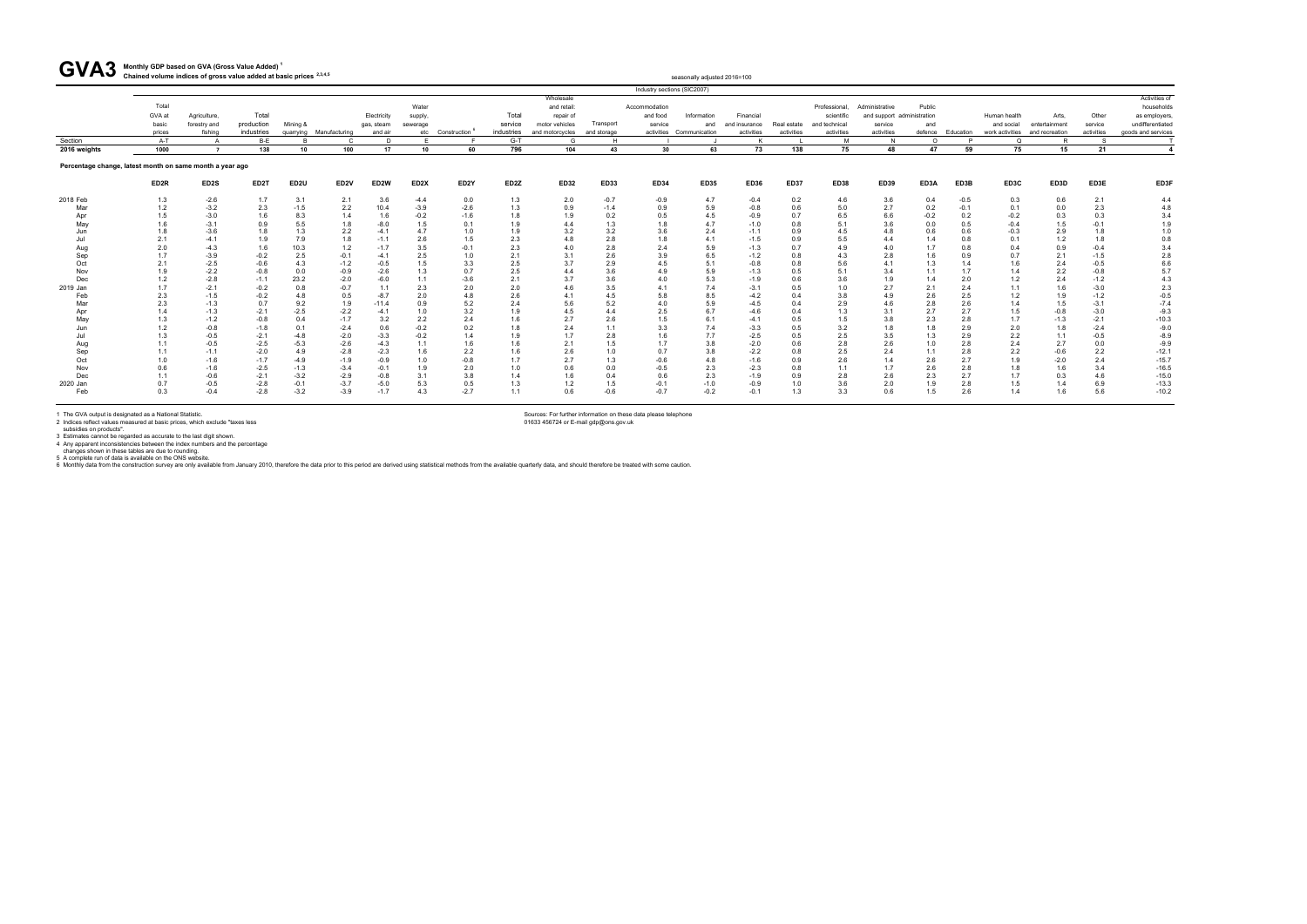# GVA3 Monthly GDP based on GVA (Gross Value Added) [1]

**Chained volume indices of gross value added at basic prices [2,3,4,5]**

seasonally adjusted 2016=100

Industry sections (SIC2007)

| | Total GVA at basic prices | Agriculture, forestry and fishing | Total production industries | Mining & quarrying | Manufacturing | Electricity gas, steam and air | Water supply, sewerage etc | Construction [6] | Total service industries | Wholesale and retail; repair of motor vehicles and motorcycles | Transport and storage | Accommodation and food service activities | Information and Communication | Financial and insurance activities | Real estate activities | Professional, scientific and technical activities | Administrative and support service activities | Public administration and defence | Education | Human health and social work activities | Arts, entertainment and recreation | Other service activities | Activities of households as employers, undifferentiated goods and services |
|---|---|---|---|---|---|---|---|---|---|---|---|---|---|---|---|---|---|---|---|---|---|---|---|
| Section | A-T | A | B-E | B | C | D | E | F | G-T | G | H | I | J | K | L | M | N | O | P | Q | R | S | T |
| 2016 weights | 1000 | 7 | 138 | 10 | 100 | 17 | 10 | 60 | 796 | 104 | 43 | 30 | 63 | 73 | 138 | 75 | 48 | 47 | 59 | 75 | 15 | 21 | 4 |
| **Percentage change, latest month on same month a year ago** | | | | | | | | | | | | | | | | | | | | | | | |
| | ED2R | ED2S | ED2T | ED2U | ED2V | ED2W | ED2X | ED2Y | ED2Z | ED32 | ED33 | ED34 | ED35 | ED36 | ED37 | ED38 | ED39 | ED3A | ED3B | ED3C | ED3D | ED3E | ED3F |
| 2018 Feb | 1.3 | -2.6 | 1.7 | 3.1 | 2.1 | 3.6 | -4.4 | 0.0 | 1.3 | 2.0 | -0.7 | -0.9 | 4.7 | -0.4 | 0.2 | 4.6 | 3.6 | 0.4 | -0.5 | 0.3 | 0.6 | 2.1 | 4.4 |
| Mar | 1.2 | -3.2 | 2.3 | -1.5 | 2.2 | 10.4 | -3.9 | -2.6 | 1.3 | 0.9 | -1.4 | 0.9 | 5.9 | -0.8 | 0.6 | 5.0 | 2.7 | 0.2 | -0.1 | 0.1 | 0.0 | 2.3 | 4.8 |
| Apr | 1.5 | -3.0 | 1.6 | 8.3 | 1.4 | 1.6 | -0.2 | -1.6 | 1.8 | 1.9 | 0.2 | 0.5 | 4.5 | -0.9 | 0.7 | 6.5 | 6.6 | -0.2 | 0.2 | -0.2 | 0.3 | 0.3 | 3.4 |
| May | 1.6 | -3.1 | 0.9 | 5.5 | 1.8 | -8.0 | 1.5 | 0.1 | 1.9 | 4.4 | 1.3 | 1.8 | 4.7 | -1.0 | 0.8 | 5.1 | 3.6 | 0.0 | 0.5 | -0.4 | 1.5 | -0.1 | 1.9 |
| Jun | 1.8 | -3.6 | 1.8 | 1.3 | 2.2 | -4.1 | 4.7 | 1.0 | 1.9 | 3.2 | 3.2 | 3.6 | 2.4 | -1.1 | 0.9 | 4.5 | 4.8 | 0.6 | 0.6 | -0.3 | 2.9 | 1.8 | 1.0 |
| Jul | 2.1 | -4.1 | 1.9 | 7.9 | 1.8 | -1.1 | 2.6 | 1.5 | 2.3 | 4.8 | 2.8 | 1.8 | 4.1 | -1.5 | 0.9 | 5.5 | 4.4 | 1.4 | 0.8 | 0.1 | 1.2 | 1.8 | 0.8 |
| Aug | 2.0 | -4.3 | 1.6 | 10.3 | 1.2 | -1.7 | 3.5 | -0.1 | 2.3 | 4.0 | 2.8 | 2.4 | 5.9 | -1.3 | 0.7 | 4.9 | 4.0 | 1.7 | 0.8 | 0.4 | 0.9 | -0.4 | 3.4 |
| Sep | 1.7 | -3.9 | -0.2 | 2.5 | -0.1 | -4.1 | 2.5 | 1.0 | 2.1 | 3.1 | 2.6 | 3.9 | 6.5 | -1.2 | 0.8 | 4.3 | 2.8 | 1.6 | 0.9 | 0.7 | 2.1 | -1.5 | 2.8 |
| Oct | 2.1 | -2.5 | -0.6 | 4.3 | -1.2 | -0.5 | 1.5 | 3.3 | 2.5 | 3.7 | 2.9 | 4.5 | 5.1 | -0.8 | 0.8 | 5.6 | 4.1 | 1.3 | 1.4 | 1.6 | 2.4 | -0.5 | 6.6 |
| Nov | 1.9 | -2.2 | -0.8 | 0.0 | -0.9 | -2.6 | 1.3 | 0.7 | 2.5 | 4.4 | 3.6 | 4.9 | 5.9 | -1.3 | 0.5 | 5.1 | 3.4 | 1.1 | 1.7 | 1.4 | 2.2 | -0.8 | 5.7 |
| Dec | 1.2 | -2.8 | -1.1 | 23.2 | -2.0 | -6.0 | 1.1 | -3.6 | 2.1 | 3.7 | 3.6 | 4.0 | 5.3 | -1.9 | 0.6 | 3.6 | 1.9 | 1.4 | 2.0 | 1.2 | 2.4 | -1.2 | 4.3 |
| 2019 Jan | 1.7 | -2.1 | -0.2 | 0.8 | -0.7 | 1.1 | 2.3 | 2.0 | 2.0 | 4.6 | 3.5 | 4.1 | 7.4 | -3.1 | 0.5 | 1.0 | 2.7 | 2.1 | 2.4 | 1.1 | 1.6 | -3.0 | 2.3 |
| Feb | 2.3 | -1.5 | -0.2 | 4.8 | 0.5 | -8.7 | 2.0 | 4.8 | 2.6 | 4.1 | 4.5 | 5.8 | 8.5 | -4.2 | 0.4 | 3.8 | 4.9 | 2.6 | 2.5 | 1.2 | 1.9 | -1.2 | -0.5 |
| Mar | 2.3 | -1.3 | 0.7 | 9.2 | 1.9 | -11.4 | 0.9 | 5.2 | 2.4 | 5.6 | 5.2 | 4.0 | 5.9 | -4.5 | 0.4 | 2.9 | 4.6 | 2.8 | 2.6 | 1.4 | 1.5 | -3.1 | -7.4 |
| Apr | 1.4 | -1.3 | -2.1 | -2.5 | -2.2 | -4.1 | 1.0 | 3.2 | 1.9 | 4.5 | 4.4 | 2.5 | 6.7 | -4.6 | 0.4 | 1.3 | 3.1 | 2.7 | 2.7 | 1.5 | -0.8 | -3.0 | -9.3 |
| May | 1.3 | -1.2 | -0.8 | 0.4 | -1.7 | 3.2 | 2.2 | 2.4 | 1.6 | 2.7 | 2.6 | 1.5 | 6.1 | -4.1 | 0.5 | 1.5 | 3.8 | 2.3 | 2.8 | 1.7 | -1.3 | -2.1 | -10.3 |
| Jun | 1.2 | -0.8 | -1.8 | 0.1 | -2.4 | 0.6 | -0.2 | 0.2 | 1.8 | 2.4 | 1.1 | 3.3 | 7.4 | -3.3 | 0.5 | 3.2 | 1.8 | 1.8 | 2.9 | 2.0 | 1.8 | -2.4 | -9.0 |
| Jul | 1.3 | -0.5 | -2.1 | -4.8 | -2.0 | -3.3 | -0.2 | 1.4 | 1.9 | 1.7 | 2.8 | 1.6 | 7.7 | -2.5 | 0.5 | 2.5 | 3.5 | 1.3 | 2.9 | 2.2 | 1.1 | -0.5 | -8.9 |
| Aug | 1.1 | -0.5 | -2.5 | -5.3 | -2.6 | -4.3 | 1.1 | 1.6 | 1.6 | 2.1 | 1.5 | 1.7 | 3.8 | -2.0 | 0.6 | 2.8 | 2.6 | 1.0 | 2.8 | 2.4 | 2.7 | 0.0 | -9.9 |
| Sep | 1.1 | -1.1 | -2.0 | 4.9 | -2.8 | -2.3 | 1.6 | 2.2 | 1.6 | 2.6 | 1.0 | 0.7 | 3.8 | -2.2 | 0.8 | 2.5 | 2.4 | 1.1 | 2.8 | 2.2 | -0.6 | 2.2 | -12.1 |
| Oct | 1.0 | -1.6 | -1.7 | -4.9 | -1.9 | -0.9 | 1.0 | -0.8 | 1.7 | 2.7 | 1.3 | -0.6 | 4.8 | -1.6 | 0.9 | 2.6 | 1.4 | 2.6 | 2.7 | 1.9 | -2.0 | 2.4 | -15.7 |
| Nov | 0.6 | -1.6 | -2.5 | -1.3 | -3.4 | -0.1 | 1.9 | 2.0 | 1.0 | 0.6 | 0.0 | -0.5 | 2.3 | -2.3 | 0.8 | 1.1 | 1.7 | 2.6 | 2.8 | 1.8 | 1.6 | 3.4 | -16.5 |
| Dec | 1.1 | -0.6 | -2.1 | -3.2 | -2.9 | -0.8 | 3.1 | 3.8 | 1.4 | 1.6 | 0.4 | 0.6 | 2.3 | -1.9 | 0.9 | 2.8 | 2.6 | 2.3 | 2.7 | 1.7 | 0.3 | 4.6 | -15.0 |
| 2020 Jan | 0.7 | -0.5 | -2.8 | -0.1 | -3.7 | -5.0 | 5.3 | 0.5 | 1.3 | 1.2 | 1.5 | -0.1 | -1.0 | -0.9 | 1.0 | 3.6 | 2.0 | 1.9 | 2.8 | 1.5 | 1.4 | 6.9 | -13.3 |
| Feb | 0.3 | -0.4 | -2.8 | -3.2 | -3.9 | -1.7 | 4.3 | -2.7 | 1.1 | 0.6 | -0.6 | -0.7 | -0.2 | -0.1 | 1.3 | 3.3 | 0.6 | 1.5 | 2.6 | 1.4 | 1.6 | 5.6 | -10.2 |

1 The GVA output is designated as a National Statistic.
2 Indices reflect values measured at basic prices, which exclude "taxes less subsidies on products".
3 Estimates cannot be regarded as accurate to the last digit shown.
4 Any apparent inconsistencies between the index numbers and the percentage changes shown in these tables are due to rounding.
5 A complete run of data is available on the ONS website.
6 Monthly data from the construction survey are only available from January 2010, therefore the data prior to this period are derived using statistical methods from the available quarterly data, and should therefore be treated with some caution.

Sources: For further information on these data please telephone 01633 456724 or E-mail gdp@ons.gov.uk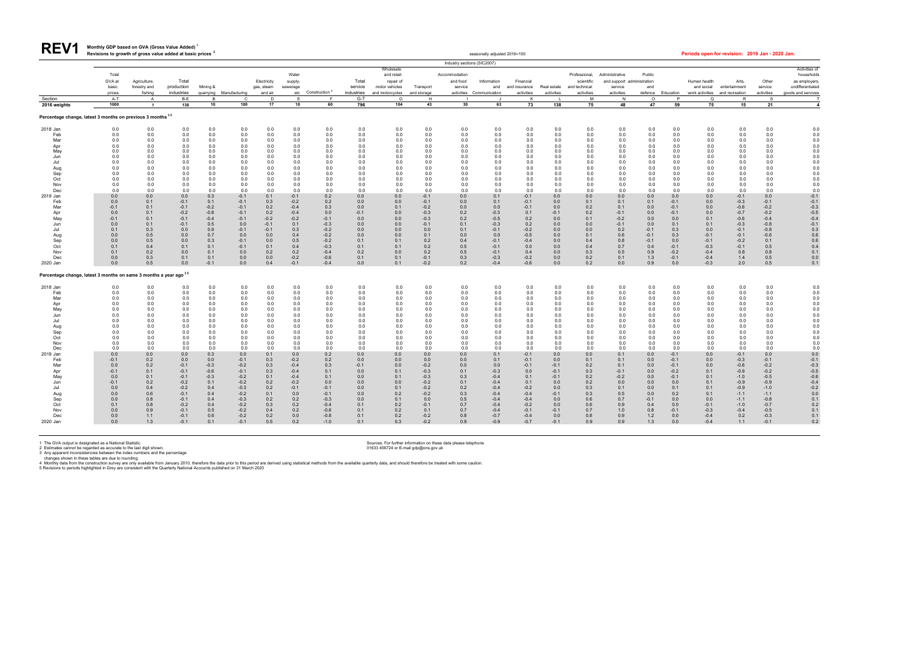# REV1

**Monthly GDP based on GVA (Gross Value Added)[1]**
**Revisions to growth of gross value added at basic prices[2]**

seasonally adjusted 2016=100

**Periods open for revision: 2019 Jan - 2020 Jan.**

Industry sections (SIC2007)

| | Total GVA at basic prices | Agriculture, forestry and fishing | Total production industries | Mining & quarrying | Manufacturing | Electricity gas, steam and air | Water supply, sewerage etc | Construction [4] | Total service industries | Wholesale and retail: repair of motor vehicles and motorcycles | Transport and storage | Accommodation and food service activities | Information and Communication | Financial and insurance activities | Real estate activities | Professional, scientific and technical activities | Administrative and support service activities | Public administration and defence | Education | Human health and social work activities | Arts, entertainment and recreation | Other service activities | Activities of households as employers, undifferentiated goods and services |
|---|---|---|---|---|---|---|---|---|---|---|---|---|---|---|---|---|---|---|---|---|---|---|---|
| Section | A-T | A | B-E | B | C | D | E | F | G-T | G | H | I | J | K | L | M | N | O | P | Q | R | S | T |
| 2016 weights | 1000 | 7 | 138 | 10 | 100 | 17 | 10 | 60 | 796 | 104 | 43 | 30 | 63 | 73 | 138 | 75 | 48 | 47 | 59 | 75 | 15 | 21 | 4 |
| **Percentage change, latest 3 months on previous 3 months [3 5]** | | | | | | | | | | | | | | | | | | | | | | | |
| 2018 Jan | 0.0 | 0.0 | 0.0 | 0.0 | 0.0 | 0.0 | 0.0 | 0.0 | 0.0 | 0.0 | 0.0 | 0.0 | 0.0 | 0.0 | 0.0 | 0.0 | 0.0 | 0.0 | 0.0 | 0.0 | 0.0 | 0.0 | 0.0 |
| Feb | 0.0 | 0.0 | 0.0 | 0.0 | 0.0 | 0.0 | 0.0 | 0.0 | 0.0 | 0.0 | 0.0 | 0.0 | 0.0 | 0.0 | 0.0 | 0.0 | 0.0 | 0.0 | 0.0 | 0.0 | 0.0 | 0.0 | 0.0 |
| Mar | 0.0 | 0.0 | 0.0 | 0.0 | 0.0 | 0.0 | 0.0 | 0.0 | 0.0 | 0.0 | 0.0 | 0.0 | 0.0 | 0.0 | 0.0 | 0.0 | 0.0 | 0.0 | 0.0 | 0.0 | 0.0 | 0.0 | 0.0 |
| Apr | 0.0 | 0.0 | 0.0 | 0.0 | 0.0 | 0.0 | 0.0 | 0.0 | 0.0 | 0.0 | 0.0 | 0.0 | 0.0 | 0.0 | 0.0 | 0.0 | 0.0 | 0.0 | 0.0 | 0.0 | 0.0 | 0.0 | 0.0 |
| May | 0.0 | 0.0 | 0.0 | 0.0 | 0.0 | 0.0 | 0.0 | 0.0 | 0.0 | 0.0 | 0.0 | 0.0 | 0.0 | 0.0 | 0.0 | 0.0 | 0.0 | 0.0 | 0.0 | 0.0 | 0.0 | 0.0 | 0.0 |
| Jun | 0.0 | 0.0 | 0.0 | 0.0 | 0.0 | 0.0 | 0.0 | 0.0 | 0.0 | 0.0 | 0.0 | 0.0 | 0.0 | 0.0 | 0.0 | 0.0 | 0.0 | 0.0 | 0.0 | 0.0 | 0.0 | 0.0 | 0.0 |
| Jul | 0.0 | 0.0 | 0.0 | 0.0 | 0.0 | 0.0 | 0.0 | 0.0 | 0.0 | 0.0 | 0.0 | 0.0 | 0.0 | 0.0 | 0.0 | 0.0 | 0.0 | 0.0 | 0.0 | 0.0 | 0.0 | 0.0 | 0.0 |
| Aug | 0.0 | 0.0 | 0.0 | 0.0 | 0.0 | 0.0 | 0.0 | 0.0 | 0.0 | 0.0 | 0.0 | 0.0 | 0.0 | 0.0 | 0.0 | 0.0 | 0.0 | 0.0 | 0.0 | 0.0 | 0.0 | 0.0 | 0.0 |
| Sep | 0.0 | 0.0 | 0.0 | 0.0 | 0.0 | 0.0 | 0.0 | 0.0 | 0.0 | 0.0 | 0.0 | 0.0 | 0.0 | 0.0 | 0.0 | 0.0 | 0.0 | 0.0 | 0.0 | 0.0 | 0.0 | 0.0 | 0.0 |
| Oct | 0.0 | 0.0 | 0.0 | 0.0 | 0.0 | 0.0 | 0.0 | 0.0 | 0.0 | 0.0 | 0.0 | 0.0 | 0.0 | 0.0 | 0.0 | 0.0 | 0.0 | 0.0 | 0.0 | 0.0 | 0.0 | 0.0 | 0.0 |
| Nov | 0.0 | 0.0 | 0.0 | 0.0 | 0.0 | 0.0 | 0.0 | 0.0 | 0.0 | 0.0 | 0.0 | 0.0 | 0.0 | 0.0 | 0.0 | 0.0 | 0.0 | 0.0 | 0.0 | 0.0 | 0.0 | 0.0 | 0.0 |
| Dec | 0.0 | 0.0 | 0.0 | 0.0 | 0.0 | 0.0 | 0.0 | 0.0 | 0.0 | 0.0 | 0.0 | 0.0 | 0.0 | 0.0 | 0.0 | 0.0 | 0.0 | 0.0 | 0.0 | 0.0 | 0.0 | 0.0 | 0.0 |
| 2019 Jan | 0.0 | 0.0 | 0.0 | 0.3 | -0.1 | 0.1 | -0.1 | 0.2 | 0.0 | 0.0 | -0.1 | 0.0 | 0.1 | -0.1 | 0.0 | 0.0 | 0.0 | 0.0 | 0.0 | 0.0 | -0.1 | 0.0 | -0.1 |
| Feb | 0.0 | 0.1 | -0.1 | 0.1 | -0.1 | 0.3 | -0.2 | 0.2 | 0.0 | 0.0 | -0.1 | 0.0 | 0.1 | -0.1 | 0.0 | 0.1 | 0.1 | 0.1 | -0.1 | 0.0 | -0.3 | -0.1 | -0.1 |
| Mar | -0.1 | 0.1 | -0.1 | -0.2 | -0.1 | 0.2 | -0.4 | 0.3 | 0.0 | 0.1 | -0.2 | 0.0 | 0.0 | -0.1 | 0.0 | 0.2 | 0.1 | 0.0 | -0.1 | 0.0 | -0.6 | -0.2 | -0.3 |
| Apr | 0.0 | 0.1 | -0.2 | -0.8 | -0.1 | 0.2 | -0.4 | 0.0 | -0.1 | 0.0 | -0.3 | 0.2 | -0.3 | 0.1 | -0.1 | 0.2 | -0.1 | 0.0 | -0.1 | 0.0 | -0.7 | -0.2 | -0.5 |
| May | -0.1 | 0.1 | -0.1 | -0.4 | -0.1 | -0.2 | -0.2 | -0.1 | 0.0 | 0.0 | -0.3 | 0.2 | -0.5 | 0.2 | 0.0 | 0.1 | -0.2 | 0.0 | 0.0 | 0.1 | -0.6 | -0.4 | -0.4 |
| Jun | 0.0 | 0.1 | -0.1 | 0.5 | 0.0 | -0.1 | 0.1 | -0.3 | 0.0 | 0.0 | -0.1 | 0.1 | -0.3 | 0.2 | 0.0 | 0.0 | -0.1 | 0.0 | 0.1 | 0.1 | -0.3 | -0.8 | -0.1 |
| Jul | 0.1 | 0.3 | 0.0 | 0.9 | -0.1 | -0.1 | 0.3 | -0.2 | 0.0 | 0.0 | 0.0 | 0.1 | -0.1 | -0.2 | 0.0 | 0.0 | 0.2 | -0.1 | 0.3 | 0.0 | -0.1 | -0.8 | 0.3 |
| Aug | 0.0 | 0.5 | 0.0 | 0.7 | 0.0 | 0.0 | 0.4 | -0.2 | 0.0 | 0.0 | 0.1 | 0.0 | 0.0 | -0.5 | 0.0 | 0.1 | 0.6 | -0.1 | 0.3 | -0.1 | -0.1 | -0.6 | 0.6 |
| Sep | 0.0 | 0.5 | 0.0 | 0.3 | -0.1 | 0.0 | 0.5 | -0.2 | 0.1 | 0.1 | 0.2 | 0.4 | -0.1 | -0.4 | 0.0 | 0.4 | 0.8 | -0.1 | 0.0 | -0.1 | -0.2 | 0.1 | 0.6 |
| Oct | 0.1 | 0.4 | 0.1 | 0.1 | -0.1 | 0.1 | 0.4 | -0.3 | 0.1 | 0.1 | 0.2 | 0.5 | -0.1 | 0.0 | 0.0 | 0.4 | 0.7 | 0.4 | -0.1 | -0.3 | -0.1 | 0.5 | 0.4 |
| Nov | 0.1 | 0.2 | 0.0 | 0.1 | 0.0 | 0.2 | 0.2 | -0.4 | 0.2 | 0.0 | 0.2 | 0.5 | -0.1 | 0.4 | 0.0 | 0.3 | 0.5 | 0.9 | -0.2 | -0.4 | 0.8 | 0.8 | 0.1 |
| Dec | 0.0 | 0.3 | 0.1 | 0.1 | 0.0 | 0.0 | -0.2 | -0.6 | 0.1 | 0.1 | -0.1 | 0.3 | -0.3 | -0.2 | 0.0 | 0.2 | 0.1 | 1.3 | -0.1 | -0.4 | 1.4 | 0.5 | 0.0 |
| 2020 Jan | 0.0 | 0.5 | 0.0 | -0.1 | 0.0 | 0.4 | -0.1 | -0.4 | 0.0 | 0.1 | -0.2 | 0.2 | -0.4 | -0.6 | 0.0 | 0.2 | 0.0 | 0.9 | 0.0 | -0.3 | 2.0 | 0.5 | 0.1 |
| **Percentage change, latest 3 months on same 3 months a year ago [3 5]** | | | | | | | | | | | | | | | | | | | | | | | |
| 2018 Jan | 0.0 | 0.0 | 0.0 | 0.0 | 0.0 | 0.0 | 0.0 | 0.0 | 0.0 | 0.0 | 0.0 | 0.0 | 0.0 | 0.0 | 0.0 | 0.0 | 0.0 | 0.0 | 0.0 | 0.0 | 0.0 | 0.0 | 0.0 |
| Feb | 0.0 | 0.0 | 0.0 | 0.0 | 0.0 | 0.0 | 0.0 | 0.0 | 0.0 | 0.0 | 0.0 | 0.0 | 0.0 | 0.0 | 0.0 | 0.0 | 0.0 | 0.0 | 0.0 | 0.0 | 0.0 | 0.0 | 0.0 |
| Mar | 0.0 | 0.0 | 0.0 | 0.0 | 0.0 | 0.0 | 0.0 | 0.0 | 0.0 | 0.0 | 0.0 | 0.0 | 0.0 | 0.0 | 0.0 | 0.0 | 0.0 | 0.0 | 0.0 | 0.0 | 0.0 | 0.0 | 0.0 |
| Apr | 0.0 | 0.0 | 0.0 | 0.0 | 0.0 | 0.0 | 0.0 | 0.0 | 0.0 | 0.0 | 0.0 | 0.0 | 0.0 | 0.0 | 0.0 | 0.0 | 0.0 | 0.0 | 0.0 | 0.0 | 0.0 | 0.0 | 0.0 |
| May | 0.0 | 0.0 | 0.0 | 0.0 | 0.0 | 0.0 | 0.0 | 0.0 | 0.0 | 0.0 | 0.0 | 0.0 | 0.0 | 0.0 | 0.0 | 0.0 | 0.0 | 0.0 | 0.0 | 0.0 | 0.0 | 0.0 | 0.0 |
| Jun | 0.0 | 0.0 | 0.0 | 0.0 | 0.0 | 0.0 | 0.0 | 0.0 | 0.0 | 0.0 | 0.0 | 0.0 | 0.0 | 0.0 | 0.0 | 0.0 | 0.0 | 0.0 | 0.0 | 0.0 | 0.0 | 0.0 | 0.0 |
| Jul | 0.0 | 0.0 | 0.0 | 0.0 | 0.0 | 0.0 | 0.0 | 0.0 | 0.0 | 0.0 | 0.0 | 0.0 | 0.0 | 0.0 | 0.0 | 0.0 | 0.0 | 0.0 | 0.0 | 0.0 | 0.0 | 0.0 | 0.0 |
| Aug | 0.0 | 0.0 | 0.0 | 0.0 | 0.0 | 0.0 | 0.0 | 0.0 | 0.0 | 0.0 | 0.0 | 0.0 | 0.0 | 0.0 | 0.0 | 0.0 | 0.0 | 0.0 | 0.0 | 0.0 | 0.0 | 0.0 | 0.0 |
| Sep | 0.0 | 0.0 | 0.0 | 0.0 | 0.0 | 0.0 | 0.0 | 0.0 | 0.0 | 0.0 | 0.0 | 0.0 | 0.0 | 0.0 | 0.0 | 0.0 | 0.0 | 0.0 | 0.0 | 0.0 | 0.0 | 0.0 | 0.0 |
| Oct | 0.0 | 0.0 | 0.0 | 0.0 | 0.0 | 0.0 | 0.0 | 0.0 | 0.0 | 0.0 | 0.0 | 0.0 | 0.0 | 0.0 | 0.0 | 0.0 | 0.0 | 0.0 | 0.0 | 0.0 | 0.0 | 0.0 | 0.0 |
| Nov | 0.0 | 0.0 | 0.0 | 0.0 | 0.0 | 0.0 | 0.0 | 0.0 | 0.0 | 0.0 | 0.0 | 0.0 | 0.0 | 0.0 | 0.0 | 0.0 | 0.0 | 0.0 | 0.0 | 0.0 | 0.0 | 0.0 | 0.0 |
| Dec | 0.0 | 0.0 | 0.0 | 0.0 | 0.0 | 0.0 | 0.0 | 0.0 | 0.0 | 0.0 | 0.0 | 0.0 | 0.0 | 0.0 | 0.0 | 0.0 | 0.0 | 0.0 | 0.0 | 0.0 | 0.0 | 0.0 | 0.0 |
| 2019 Jan | 0.0 | 0.0 | 0.0 | 0.3 | 0.0 | 0.1 | 0.0 | 0.2 | 0.0 | 0.0 | 0.0 | 0.0 | 0.1 | -0.1 | 0.0 | 0.0 | 0.1 | 0.0 | -0.1 | 0.0 | -0.1 | 0.0 | 0.0 |
| Feb | -0.1 | 0.2 | 0.0 | 0.0 | -0.1 | 0.3 | -0.2 | 0.2 | 0.0 | 0.0 | 0.0 | 0.0 | 0.1 | -0.1 | 0.0 | 0.1 | 0.1 | 0.0 | -0.1 | 0.0 | -0.3 | -0.1 | -0.1 |
| Mar | 0.0 | 0.2 | -0.1 | -0.3 | -0.2 | 0.3 | -0.4 | 0.3 | -0.1 | 0.0 | -0.2 | 0.0 | 0.0 | -0.1 | -0.1 | 0.2 | 0.1 | 0.0 | -0.1 | 0.0 | -0.6 | -0.2 | -0.3 |
| Apr | -0.1 | 0.1 | -0.1 | -0.6 | -0.1 | 0.3 | -0.4 | 0.1 | 0.0 | 0.1 | -0.3 | 0.1 | -0.3 | 0.0 | -0.1 | 0.3 | -0.1 | 0.0 | -0.2 | 0.1 | -0.9 | -0.2 | -0.5 |
| May | 0.0 | 0.1 | -0.1 | -0.3 | -0.2 | 0.1 | -0.4 | 0.1 | 0.0 | 0.1 | -0.3 | 0.3 | -0.4 | 0.1 | -0.1 | 0.2 | -0.2 | 0.0 | -0.1 | 0.1 | -1.0 | -0.5 | -0.6 |
| Jun | -0.1 | 0.2 | -0.2 | 0.1 | -0.2 | 0.2 | -0.2 | 0.0 | 0.0 | 0.0 | -0.2 | 0.1 | -0.4 | 0.1 | 0.0 | 0.2 | 0.0 | 0.0 | 0.0 | 0.1 | -0.9 | -0.9 | -0.4 |
| Jul | 0.0 | 0.4 | -0.2 | 0.4 | -0.3 | 0.2 | -0.1 | -0.1 | 0.0 | 0.1 | -0.2 | 0.2 | -0.4 | -0.2 | 0.0 | 0.3 | 0.1 | 0.0 | 0.1 | 0.1 | -0.9 | -1.0 | -0.2 |
| Aug | 0.0 | 0.6 | -0.1 | 0.4 | -0.2 | 0.1 | 0.0 | -0.1 | 0.0 | 0.2 | -0.2 | 0.3 | -0.4 | -0.4 | -0.1 | 0.3 | 0.5 | 0.0 | 0.2 | 0.1 | -1.1 | -1.1 | 0.0 |
| Sep | 0.0 | 0.8 | -0.1 | 0.4 | -0.3 | 0.2 | 0.2 | -0.3 | 0.0 | 0.1 | 0.0 | 0.5 | -0.4 | -0.4 | 0.0 | 0.6 | 0.7 | -0.1 | 0.0 | 0.0 | -1.1 | -0.8 | 0.1 |
| Oct | 0.1 | 0.8 | -0.2 | 0.4 | -0.2 | 0.3 | 0.2 | -0.4 | 0.1 | 0.2 | -0.1 | 0.7 | -0.4 | -0.2 | 0.0 | 0.6 | 0.9 | 0.4 | 0.0 | -0.1 | -1.0 | -0.7 | 0.2 |
| Nov | 0.0 | 0.9 | -0.1 | 0.5 | -0.2 | 0.4 | 0.2 | -0.6 | 0.1 | 0.2 | 0.1 | 0.7 | -0.4 | -0.1 | -0.1 | 0.7 | 1.0 | 0.8 | -0.1 | -0.3 | -0.4 | -0.5 | 0.1 |
| Dec | 0.0 | 1.1 | -0.1 | 0.6 | -0.2 | 0.2 | 0.0 | -0.8 | 0.1 | 0.2 | -0.2 | 0.8 | -0.7 | -0.4 | 0.0 | 0.8 | 0.9 | 1.2 | 0.0 | -0.4 | 0.2 | -0.3 | 0.1 |
| 2020 Jan | 0.0 | 1.3 | -0.1 | 0.1 | -0.1 | 0.5 | 0.2 | -1.0 | 0.1 | 0.3 | -0.2 | 0.9 | -0.9 | -0.7 | -0.1 | 0.9 | 0.9 | 1.3 | 0.0 | -0.4 | 1.1 | -0.1 | 0.2 |

1 The GVA output is designated as a National Statistic.
2 Estimates cannot be regarded as accurate to the last digit shown.
3 Any apparent inconsistencies between the index numbers and the percentage changes shown in these tables are due to rounding.
4 Monthly data from the construction survey are only available from January 2010, therefore the data prior to this period are derived using statistical methods from the available quarterly data, and should therefore be treated with some caution.
5 Revisions to periods highlighted in Grey are consistent with the Quarterly National Accounts published on 31 March 2020

Sources: For further information on these data please telephone 01633 456724 or E-mail gdp@ons.gov.uk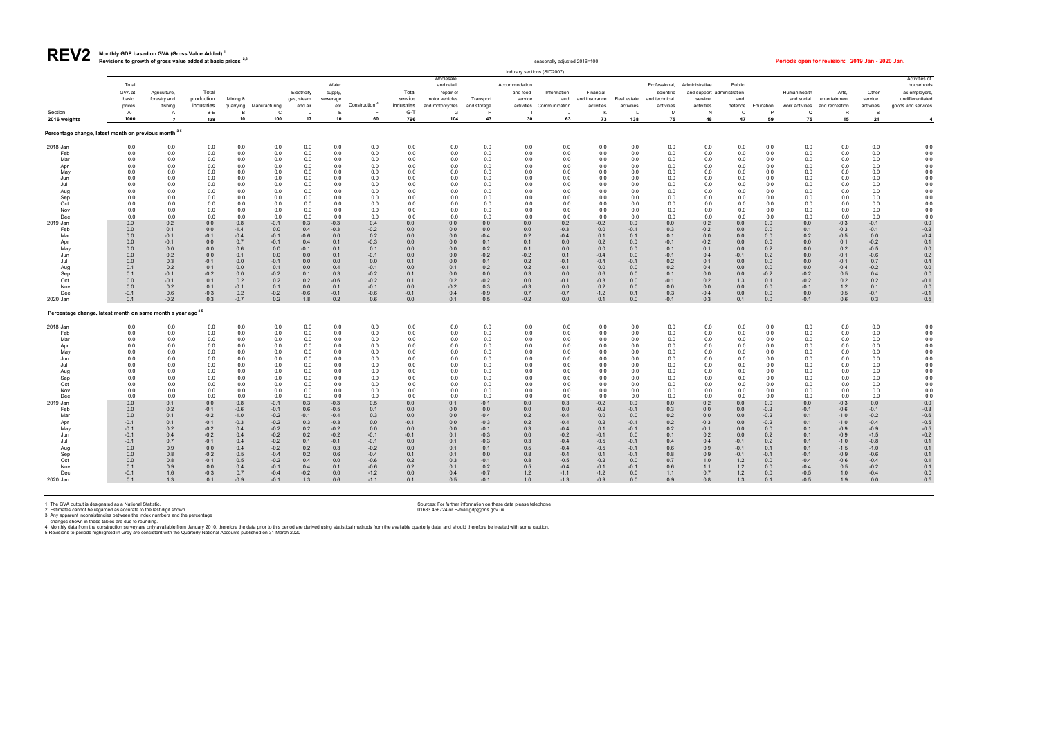# REV2 Monthly GDP based on GVA (Gross Value Added) [1]

**Revisions to growth of gross value added at basic prices [2,3]**

seasonally adjusted 2016=100

**Periods open for revision: 2019 Jan - 2020 Jan.**

Industry sections (SIC2007)

| | Total GVA at basic prices | Agriculture, forestry and fishing | Total production industries | Mining & quarrying | Manufacturing | Electricity gas, steam and air | Water supply, sewerage etc | Construction [4] | Total service industries | Wholesale and retail: repair of motor vehicles and motorcycles | Transport and storage | Accommodation and food service activities | Information and Communication | Financial and insurance activities | Real estate activities | Professional, scientific and technical activities | Administrative and support service activities | Public administration and defence | Education | Human health and social work activities | Arts, entertainment and recreation | Other service activities | Activities of households as employers, undifferentiated goods and services |
|---|---|---|---|---|---|---|---|---|---|---|---|---|---|---|---|---|---|---|---|---|---|---|---|
| Section | A-T | A | B-E | B | C | D | E | F | G-T | G | H | I | J | K | L | M | N | O | P | Q | R | S | T |
| 2016 weights | 1000 | 7 | 138 | 10 | 100 | 17 | 10 | 60 | 796 | 104 | 43 | 30 | 63 | 73 | 138 | 75 | 48 | 47 | 59 | 75 | 15 | 21 | 4 |
| **Percentage change, latest month on previous month [3 5]** | | | | | | | | | | | | | | | | | | | | | | | |
| 2018 Jan | 0.0 | 0.0 | 0.0 | 0.0 | 0.0 | 0.0 | 0.0 | 0.0 | 0.0 | 0.0 | 0.0 | 0.0 | 0.0 | 0.0 | 0.0 | 0.0 | 0.0 | 0.0 | 0.0 | 0.0 | 0.0 | 0.0 | 0.0 |
| Feb | 0.0 | 0.0 | 0.0 | 0.0 | 0.0 | 0.0 | 0.0 | 0.0 | 0.0 | 0.0 | 0.0 | 0.0 | 0.0 | 0.0 | 0.0 | 0.0 | 0.0 | 0.0 | 0.0 | 0.0 | 0.0 | 0.0 | 0.0 |
| Mar | 0.0 | 0.0 | 0.0 | 0.0 | 0.0 | 0.0 | 0.0 | 0.0 | 0.0 | 0.0 | 0.0 | 0.0 | 0.0 | 0.0 | 0.0 | 0.0 | 0.0 | 0.0 | 0.0 | 0.0 | 0.0 | 0.0 | 0.0 |
| Apr | 0.0 | 0.0 | 0.0 | 0.0 | 0.0 | 0.0 | 0.0 | 0.0 | 0.0 | 0.0 | 0.0 | 0.0 | 0.0 | 0.0 | 0.0 | 0.0 | 0.0 | 0.0 | 0.0 | 0.0 | 0.0 | 0.0 | 0.0 |
| May | 0.0 | 0.0 | 0.0 | 0.0 | 0.0 | 0.0 | 0.0 | 0.0 | 0.0 | 0.0 | 0.0 | 0.0 | 0.0 | 0.0 | 0.0 | 0.0 | 0.0 | 0.0 | 0.0 | 0.0 | 0.0 | 0.0 | 0.0 |
| Jun | 0.0 | 0.0 | 0.0 | 0.0 | 0.0 | 0.0 | 0.0 | 0.0 | 0.0 | 0.0 | 0.0 | 0.0 | 0.0 | 0.0 | 0.0 | 0.0 | 0.0 | 0.0 | 0.0 | 0.0 | 0.0 | 0.0 | 0.0 |
| Jul | 0.0 | 0.0 | 0.0 | 0.0 | 0.0 | 0.0 | 0.0 | 0.0 | 0.0 | 0.0 | 0.0 | 0.0 | 0.0 | 0.0 | 0.0 | 0.0 | 0.0 | 0.0 | 0.0 | 0.0 | 0.0 | 0.0 | 0.0 |
| Aug | 0.0 | 0.0 | 0.0 | 0.0 | 0.0 | 0.0 | 0.0 | 0.0 | 0.0 | 0.0 | 0.0 | 0.0 | 0.0 | 0.0 | 0.0 | 0.0 | 0.0 | 0.0 | 0.0 | 0.0 | 0.0 | 0.0 | 0.0 |
| Sep | 0.0 | 0.0 | 0.0 | 0.0 | 0.0 | 0.0 | 0.0 | 0.0 | 0.0 | 0.0 | 0.0 | 0.0 | 0.0 | 0.0 | 0.0 | 0.0 | 0.0 | 0.0 | 0.0 | 0.0 | 0.0 | 0.0 | 0.0 |
| Oct | 0.0 | 0.0 | 0.0 | 0.0 | 0.0 | 0.0 | 0.0 | 0.0 | 0.0 | 0.0 | 0.0 | 0.0 | 0.0 | 0.0 | 0.0 | 0.0 | 0.0 | 0.0 | 0.0 | 0.0 | 0.0 | 0.0 | 0.0 |
| Nov | 0.0 | 0.0 | 0.0 | 0.0 | 0.0 | 0.0 | 0.0 | 0.0 | 0.0 | 0.0 | 0.0 | 0.0 | 0.0 | 0.0 | 0.0 | 0.0 | 0.0 | 0.0 | 0.0 | 0.0 | 0.0 | 0.0 | 0.0 |
| Dec | 0.0 | 0.0 | 0.0 | 0.0 | 0.0 | 0.0 | 0.0 | 0.0 | 0.0 | 0.0 | 0.0 | 0.0 | 0.0 | 0.0 | 0.0 | 0.0 | 0.0 | 0.0 | 0.0 | 0.0 | 0.0 | 0.0 | 0.0 |
| 2019 Jan | 0.0 | 0.2 | 0.0 | 0.8 | -0.1 | 0.3 | -0.3 | 0.4 | 0.0 | 0.0 | 0.0 | 0.0 | 0.2 | -0.2 | 0.0 | 0.0 | 0.2 | 0.0 | 0.0 | 0.0 | -0.3 | -0.1 | 0.0 |
| Feb | 0.0 | 0.1 | 0.0 | -1.4 | 0.0 | 0.4 | -0.3 | -0.2 | 0.0 | 0.0 | 0.0 | 0.0 | -0.3 | 0.0 | -0.1 | 0.3 | -0.2 | 0.0 | 0.0 | 0.1 | -0.3 | -0.1 | -0.2 |
| Mar | 0.0 | -0.1 | -0.1 | -0.4 | -0.1 | -0.6 | 0.0 | 0.2 | 0.0 | 0.0 | -0.4 | 0.2 | -0.4 | 0.1 | 0.1 | 0.1 | 0.0 | 0.0 | 0.0 | 0.2 | -0.5 | 0.0 | -0.4 |
| Apr | 0.0 | -0.1 | 0.0 | 0.7 | -0.1 | 0.4 | 0.1 | -0.3 | 0.0 | 0.0 | 0.1 | 0.1 | 0.0 | 0.2 | 0.0 | -0.1 | -0.2 | 0.0 | 0.0 | 0.0 | 0.1 | -0.2 | 0.1 |
| May | 0.0 | 0.0 | 0.0 | 0.6 | 0.0 | -0.1 | 0.1 | 0.1 | 0.0 | 0.0 | 0.2 | 0.1 | 0.0 | 0.0 | 0.0 | 0.1 | 0.1 | 0.0 | 0.2 | 0.0 | 0.2 | -0.5 | 0.0 |
| Jun | 0.0 | 0.2 | 0.0 | 0.1 | 0.0 | 0.0 | 0.1 | -0.1 | 0.0 | 0.0 | -0.2 | -0.2 | 0.1 | -0.4 | 0.0 | -0.1 | 0.4 | -0.1 | 0.2 | 0.0 | -0.1 | -0.6 | 0.2 |
| Jul | 0.0 | 0.3 | -0.1 | 0.0 | -0.1 | 0.0 | 0.0 | 0.0 | 0.1 | 0.0 | 0.1 | 0.2 | -0.1 | -0.4 | -0.1 | 0.2 | 0.1 | 0.0 | 0.0 | 0.0 | -0.1 | 0.7 | 0.4 |
| Aug | 0.1 | 0.2 | 0.1 | 0.0 | 0.1 | 0.0 | 0.4 | -0.1 | 0.0 | 0.1 | 0.2 | 0.2 | -0.1 | 0.0 | 0.0 | 0.2 | 0.4 | 0.0 | 0.0 | 0.0 | -0.4 | -0.2 | 0.0 |
| Sep | 0.1 | -0.1 | -0.2 | 0.0 | -0.2 | 0.1 | 0.3 | -0.2 | 0.1 | 0.0 | 0.0 | 0.3 | 0.0 | 0.6 | 0.0 | 0.1 | 0.0 | 0.0 | -0.2 | -0.2 | 0.5 | 0.4 | 0.0 |
| Oct | 0.0 | -0.1 | 0.1 | 0.2 | 0.2 | -0.6 | -0.2 | 0.1 | 0.2 | -0.2 | 0.0 | -0.1 | -0.3 | 0.0 | -0.1 | 0.2 | 1.3 | 0.1 | -0.2 | 0.2 | 0.2 | -0.1 |
| Nov | 0.0 | 0.2 | 0.1 | -0.1 | 0.1 | 0.0 | 0.1 | -0.1 | 0.0 | -0.2 | 0.3 | -0.3 | 0.0 | 0.2 | 0.0 | 0.0 | 0.0 | 0.0 | 0.0 | -0.1 | 1.2 | 0.1 | 0.0 |
| Dec | -0.1 | 0.6 | -0.3 | 0.2 | -0.2 | -0.6 | -0.1 | -0.6 | -0.1 | 0.4 | -0.9 | 0.7 | -0.7 | -1.2 | 0.1 | 0.3 | -0.4 | 0.0 | 0.0 | 0.0 | 0.5 | -0.1 | -0.1 |
| 2020 Jan | 0.1 | -0.2 | 0.3 | -0.7 | 0.2 | 1.8 | 0.2 | 0.6 | 0.0 | 0.1 | 0.5 | -0.2 | 0.0 | 0.1 | 0.0 | -0.1 | 0.3 | 0.1 | 0.0 | -0.1 | 0.6 | 0.3 | 0.5 |
| **Percentage change, latest month on same month a year ago [3 5]** | | | | | | | | | | | | | | | | | | | | | | | |
| 2018 Jan | 0.0 | 0.0 | 0.0 | 0.0 | 0.0 | 0.0 | 0.0 | 0.0 | 0.0 | 0.0 | 0.0 | 0.0 | 0.0 | 0.0 | 0.0 | 0.0 | 0.0 | 0.0 | 0.0 | 0.0 | 0.0 | 0.0 | 0.0 |
| Feb | 0.0 | 0.0 | 0.0 | 0.0 | 0.0 | 0.0 | 0.0 | 0.0 | 0.0 | 0.0 | 0.0 | 0.0 | 0.0 | 0.0 | 0.0 | 0.0 | 0.0 | 0.0 | 0.0 | 0.0 | 0.0 | 0.0 | 0.0 |
| Mar | 0.0 | 0.0 | 0.0 | 0.0 | 0.0 | 0.0 | 0.0 | 0.0 | 0.0 | 0.0 | 0.0 | 0.0 | 0.0 | 0.0 | 0.0 | 0.0 | 0.0 | 0.0 | 0.0 | 0.0 | 0.0 | 0.0 | 0.0 |
| Apr | 0.0 | 0.0 | 0.0 | 0.0 | 0.0 | 0.0 | 0.0 | 0.0 | 0.0 | 0.0 | 0.0 | 0.0 | 0.0 | 0.0 | 0.0 | 0.0 | 0.0 | 0.0 | 0.0 | 0.0 | 0.0 | 0.0 | 0.0 |
| May | 0.0 | 0.0 | 0.0 | 0.0 | 0.0 | 0.0 | 0.0 | 0.0 | 0.0 | 0.0 | 0.0 | 0.0 | 0.0 | 0.0 | 0.0 | 0.0 | 0.0 | 0.0 | 0.0 | 0.0 | 0.0 | 0.0 | 0.0 |
| Jun | 0.0 | 0.0 | 0.0 | 0.0 | 0.0 | 0.0 | 0.0 | 0.0 | 0.0 | 0.0 | 0.0 | 0.0 | 0.0 | 0.0 | 0.0 | 0.0 | 0.0 | 0.0 | 0.0 | 0.0 | 0.0 | 0.0 | 0.0 |
| Jul | 0.0 | 0.0 | 0.0 | 0.0 | 0.0 | 0.0 | 0.0 | 0.0 | 0.0 | 0.0 | 0.0 | 0.0 | 0.0 | 0.0 | 0.0 | 0.0 | 0.0 | 0.0 | 0.0 | 0.0 | 0.0 | 0.0 | 0.0 |
| Aug | 0.0 | 0.0 | 0.0 | 0.0 | 0.0 | 0.0 | 0.0 | 0.0 | 0.0 | 0.0 | 0.0 | 0.0 | 0.0 | 0.0 | 0.0 | 0.0 | 0.0 | 0.0 | 0.0 | 0.0 | 0.0 | 0.0 | 0.0 |
| Sep | 0.0 | 0.0 | 0.0 | 0.0 | 0.0 | 0.0 | 0.0 | 0.0 | 0.0 | 0.0 | 0.0 | 0.0 | 0.0 | 0.0 | 0.0 | 0.0 | 0.0 | 0.0 | 0.0 | 0.0 | 0.0 | 0.0 | 0.0 |
| Oct | 0.0 | 0.0 | 0.0 | 0.0 | 0.0 | 0.0 | 0.0 | 0.0 | 0.0 | 0.0 | 0.0 | 0.0 | 0.0 | 0.0 | 0.0 | 0.0 | 0.0 | 0.0 | 0.0 | 0.0 | 0.0 | 0.0 | 0.0 |
| Nov | 0.0 | 0.0 | 0.0 | 0.0 | 0.0 | 0.0 | 0.0 | 0.0 | 0.0 | 0.0 | 0.0 | 0.0 | 0.0 | 0.0 | 0.0 | 0.0 | 0.0 | 0.0 | 0.0 | 0.0 | 0.0 | 0.0 | 0.0 |
| Dec | 0.0 | 0.0 | 0.0 | 0.0 | 0.0 | 0.0 | 0.0 | 0.0 | 0.0 | 0.0 | 0.0 | 0.0 | 0.0 | 0.0 | 0.0 | 0.0 | 0.0 | 0.0 | 0.0 | 0.0 | 0.0 | 0.0 | 0.0 |
| 2019 Jan | 0.0 | 0.1 | 0.0 | 0.8 | -0.1 | 0.3 | -0.3 | 0.5 | 0.0 | 0.1 | -0.1 | 0.0 | 0.3 | -0.2 | 0.0 | 0.0 | 0.2 | 0.0 | 0.0 | 0.0 | -0.3 | 0.0 | 0.0 |
| Feb | 0.0 | 0.2 | -0.1 | -0.6 | -0.1 | 0.6 | -0.5 | 0.1 | 0.0 | 0.0 | 0.0 | 0.0 | 0.0 | -0.2 | -0.1 | 0.3 | 0.0 | 0.0 | -0.2 | -0.1 | -0.6 | -0.1 | -0.3 |
| Mar | 0.0 | 0.1 | -0.2 | -1.0 | -0.2 | -0.1 | -0.4 | 0.3 | 0.0 | 0.0 | -0.4 | 0.2 | -0.4 | 0.0 | 0.0 | 0.2 | 0.0 | 0.0 | -0.2 | 0.1 | -1.0 | -0.2 | -0.6 |
| Apr | -0.1 | 0.1 | -0.1 | -0.3 | -0.2 | 0.3 | -0.3 | 0.0 | -0.1 | 0.0 | -0.3 | 0.2 | -0.4 | 0.2 | -0.1 | 0.2 | -0.3 | 0.0 | -0.2 | 0.1 | -1.0 | -0.4 | -0.5 |
| May | -0.1 | 0.2 | -0.2 | 0.4 | -0.2 | 0.2 | -0.2 | 0.0 | 0.0 | 0.0 | -0.1 | 0.3 | -0.4 | 0.1 | -0.1 | 0.2 | -0.1 | 0.0 | 0.0 | 0.1 | -0.9 | -0.9 | -0.5 |
| Jun | -0.1 | 0.4 | -0.2 | 0.4 | -0.2 | 0.2 | -0.2 | -0.1 | -0.1 | 0.1 | -0.3 | 0.0 | -0.2 | -0.1 | 0.0 | 0.1 | 0.2 | 0.0 | 0.2 | 0.1 | -0.9 | -1.5 | -0.2 |
| Jul | -0.1 | 0.7 | -0.1 | 0.4 | -0.2 | 0.1 | -0.1 | -0.1 | 0.0 | 0.1 | -0.3 | 0.3 | -0.4 | -0.5 | -0.1 | 0.4 | 0.4 | -0.1 | 0.2 | 0.1 | -1.0 | -0.8 | 0.1 |
| Aug | 0.0 | 0.9 | 0.0 | 0.4 | -0.2 | 0.2 | 0.3 | -0.2 | 0.0 | 0.1 | 0.1 | 0.5 | -0.4 | -0.5 | -0.1 | 0.6 | 0.9 | -0.1 | 0.1 | 0.1 | -1.5 | -1.0 | 0.1 |
| Sep | 0.0 | 0.8 | -0.2 | 0.5 | -0.4 | 0.2 | 0.6 | -0.4 | 0.1 | 0.1 | 0.0 | 0.8 | -0.4 | 0.1 | -0.1 | 0.8 | 0.9 | -0.1 | -0.1 | -0.1 | -0.9 | -0.6 | 0.1 |
| Oct | 0.0 | 0.8 | -0.1 | 0.5 | -0.2 | 0.4 | 0.0 | -0.6 | 0.2 | 0.3 | -0.1 | 0.8 | -0.5 | -0.2 | 0.0 | 0.7 | 1.0 | 1.2 | 0.0 | -0.4 | -0.6 | -0.4 | 0.1 |
| Nov | 0.1 | 0.9 | 0.0 | 0.4 | -0.1 | 0.4 | 0.1 | -0.6 | 0.2 | 0.1 | 0.2 | 0.5 | -0.4 | -0.1 | -0.1 | 0.6 | 1.1 | 1.2 | 0.0 | -0.4 | 0.5 | -0.2 | 0.1 |
| Dec | -0.1 | 1.6 | -0.3 | 0.7 | -0.4 | -0.2 | 0.0 | -1.2 | 0.0 | 0.4 | -0.7 | 1.2 | -1.1 | -1.2 | 0.0 | 1.1 | 0.7 | 1.2 | 0.0 | -0.5 | 1.0 | -0.4 | 0.0 |
| 2020 Jan | 0.1 | 1.3 | 0.1 | -0.9 | -0.1 | 1.3 | 0.6 | -1.1 | 0.1 | 0.5 | -0.1 | 1.0 | -1.3 | -0.9 | 0.0 | 0.9 | 0.8 | 1.3 | 0.1 | -0.5 | 1.9 | 0.0 | 0.5 |

1 The GVA output is designated as a National Statistic.
2 Estimates cannot be regarded as accurate to the last digit shown.
3 Any apparent inconsistencies between the index numbers and the percentage changes shown in these tables are due to rounding.
4 Monthly data from the construction survey are only available from January 2010, therefore the data prior to this period are derived using statistical methods from the available quarterly data, and should therefore be treated with some caution.
5 Revisions to periods highlighted in Grey are consistent with the Quarterly National Accounts published on 31 March 2020

Sources: For further information on these data please telephone 01633 456724 or E-mail gdp@ons.gov.uk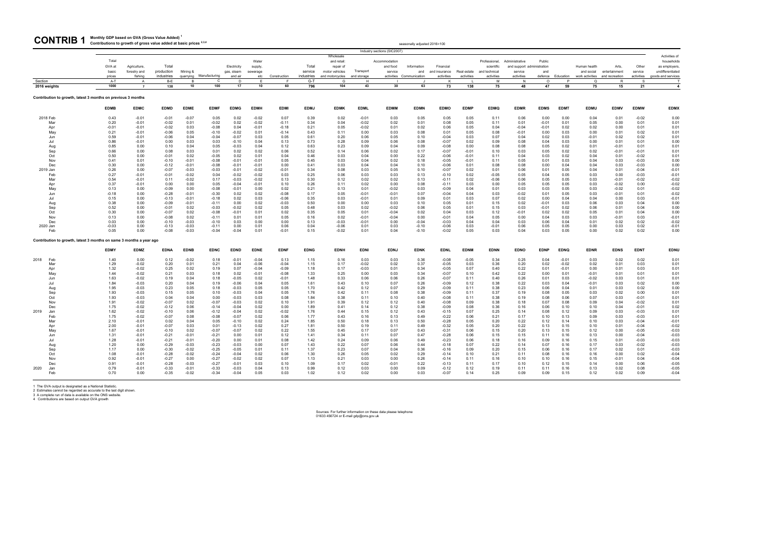# CONTRIB 1

**Monthly GDP based on GVA (Gross Value Added) [1]**
**Contributions to growth of gross value added at basic prices [2,3,4]**

seasonally adjusted 2016=100

Industry sections (SIC2007)

| | Total GVA at basic prices | Agriculture, forestry and fishing | Total production industries | Mining & quarrying | Manufacturing | Electricity gas, steam and air | Water supply, sewerage etc | Construction | Total service industries | Wholesale and retail; repair of motor vehicles and motorcycles | Transport and storage | Accommodation and food service activities | Information and Communication | Financial and insurance activities | Real estate activities | Professional, scientific and technical activities | Administrative and support service activities | Public administration and defence | Education | Human health and social work activities | Arts, entertainment and recreation | Other service activities | Activities of households as employers, undifferentiated goods and services |
|---|---|---|---|---|---|---|---|---|---|---|---|---|---|---|---|---|---|---|---|---|---|---|---|
| Section | A-T | A | B-E | B | C | D | E | F | G-T | G | H | I | J | K | L | M | N | O | P | Q | R | S | T |
| 2016 weights | 1000 | 7 | 138 | 10 | 100 | 17 | 10 | 60 | 796 | 104 | 43 | 30 | 63 | 73 | 138 | 75 | 48 | 47 | 59 | 75 | 15 | 21 | 4 |

**Contribution to growth, latest 3 months on previous 3 months**

| | EDMB | EDMC | EDMD | EDME | EDMF | EDMG | EDMH | EDMI | EDMJ | EDMK | EDML | EDMM | EDMN | EDMO | EDMP | EDMQ | EDMR | EDMS | EDMT | EDMU | EDMV | EDMW | EDMX |
|---|---|---|---|---|---|---|---|---|---|---|---|---|---|---|---|---|---|---|---|---|---|---|---|
| 2018 Feb | 0.43 | -0.01 | -0.01 | -0.07 | 0.05 | 0.02 | -0.02 | 0.07 | 0.39 | 0.02 | -0.01 | 0.03 | 0.05 | 0.05 | 0.05 | 0.11 | 0.06 | 0.00 | 0.00 | 0.04 | 0.01 | -0.02 | 0.00 |
| Mar | 0.20 | -0.01 | -0.02 | 0.01 | -0.02 | 0.02 | -0.02 | -0.11 | 0.34 | 0.04 | -0.02 | 0.02 | 0.01 | 0.08 | 0.05 | 0.11 | 0.01 | -0.01 | 0.01 | 0.05 | 0.00 | 0.01 | 0.01 |
| Apr | -0.01 | -0.01 | -0.02 | 0.03 | -0.08 | 0.04 | -0.01 | -0.18 | 0.21 | 0.05 | -0.02 | 0.01 | 0.02 | 0.06 | 0.05 | 0.04 | -0.04 | -0.01 | 0.02 | 0.02 | 0.00 | 0.01 | 0.01 |
| May | 0.21 | -0.01 | -0.06 | 0.05 | -0.10 | -0.02 | 0.01 | -0.14 | 0.43 | 0.11 | 0.00 | 0.03 | 0.08 | 0.01 | 0.05 | 0.08 | -0.01 | 0.00 | 0.03 | 0.00 | 0.01 | 0.02 | 0.01 |
| Jun | 0.59 | -0.01 | -0.06 | 0.04 | -0.04 | -0.07 | 0.03 | 0.05 | 0.61 | 0.20 | 0.06 | 0.05 | 0.10 | -0.04 | 0.03 | 0.07 | 0.04 | 0.02 | 0.03 | -0.01 | 0.02 | 0.02 | 0.01 |
| Jul | 0.86 | -0.01 | 0.00 | 0.03 | 0.03 | -0.10 | 0.04 | 0.13 | 0.73 | 0.28 | 0.09 | 0.06 | 0.08 | -0.07 | 0.02 | 0.09 | 0.08 | 0.04 | 0.03 | 0.00 | 0.01 | 0.01 | 0.00 |
| Aug | 0.85 | 0.00 | 0.10 | 0.04 | 0.05 | -0.03 | 0.04 | 0.12 | 0.63 | 0.23 | 0.09 | 0.04 | 0.09 | -0.08 | 0.00 | 0.08 | 0.08 | 0.05 | 0.02 | 0.01 | -0.01 | 0.01 | 0.01 |
| Sep | 0.66 | 0.00 | 0.08 | 0.03 | 0.01 | 0.02 | 0.02 | 0.06 | 0.52 | 0.14 | 0.06 | 0.02 | 0.17 | -0.07 | -0.01 | 0.10 | 0.03 | 0.05 | 0.02 | 0.02 | -0.01 | -0.01 | 0.01 |
| Oct | 0.50 | 0.00 | -0.01 | 0.02 | -0.05 | 0.02 | 0.01 | 0.04 | 0.46 | 0.03 | 0.04 | 0.00 | 0.22 | -0.06 | -0.01 | 0.11 | 0.04 | 0.03 | 0.02 | 0.04 | 0.01 | -0.02 | 0.01 |
| Nov | 0.41 | 0.01 | -0.10 | -0.01 | -0.08 | -0.01 | -0.01 | 0.05 | 0.45 | 0.03 | 0.04 | 0.02 | 0.18 | -0.05 | -0.01 | 0.11 | 0.05 | 0.01 | 0.03 | 0.04 | 0.03 | -0.03 | 0.00 |
| Dec | 0.30 | 0.00 | -0.12 | -0.01 | -0.08 | -0.01 | -0.01 | 0.00 | 0.41 | 0.03 | 0.04 | 0.04 | 0.10 | -0.06 | 0.01 | 0.08 | 0.08 | 0.00 | 0.04 | 0.04 | 0.03 | -0.03 | 0.00 |
| 2019 Jan | 0.26 | 0.00 | -0.07 | -0.03 | -0.03 | -0.01 | -0.02 | -0.01 | 0.34 | 0.08 | 0.03 | 0.05 | 0.10 | -0.07 | 0.02 | 0.01 | 0.06 | 0.01 | 0.05 | 0.04 | 0.01 | -0.04 | -0.01 |
| Feb | 0.27 | -0.01 | -0.01 | -0.02 | 0.04 | -0.02 | -0.02 | 0.03 | 0.25 | 0.06 | 0.03 | 0.03 | 0.13 | -0.10 | 0.02 | -0.05 | 0.05 | 0.04 | 0.05 | 0.03 | 0.00 | -0.03 | -0.01 |
| Mar | 0.54 | -0.01 | 0.11 | -0.02 | 0.17 | -0.03 | -0.02 | 0.13 | 0.30 | 0.12 | 0.02 | 0.02 | 0.13 | -0.11 | 0.02 | -0.06 | 0.06 | 0.05 | 0.05 | 0.03 | -0.01 | -0.02 | -0.02 |
| Apr | 0.37 | -0.01 | 0.00 | 0.00 | 0.05 | -0.04 | -0.01 | 0.10 | 0.26 | 0.11 | 0.02 | 0.00 | 0.08 | -0.11 | 0.03 | 0.00 | 0.05 | 0.05 | 0.05 | 0.03 | -0.02 | 0.00 | -0.02 |
| May | 0.13 | 0.00 | -0.09 | 0.00 | -0.08 | -0.01 | 0.00 | 0.02 | 0.21 | 0.13 | 0.01 | -0.02 | 0.03 | -0.09 | 0.04 | 0.01 | 0.03 | 0.03 | 0.05 | 0.03 | -0.02 | 0.01 | -0.02 |
| Jun | -0.18 | 0.00 | -0.28 | -0.01 | -0.30 | 0.02 | 0.02 | -0.08 | 0.17 | 0.05 | -0.01 | -0.01 | 0.07 | -0.04 | 0.04 | 0.03 | -0.02 | 0.01 | 0.05 | 0.03 | -0.01 | 0.01 | -0.02 |
| Jul | 0.15 | 0.00 | -0.13 | -0.01 | -0.18 | 0.02 | 0.03 | -0.06 | 0.35 | 0.03 | -0.01 | 0.01 | 0.09 | 0.01 | 0.03 | 0.07 | 0.02 | 0.00 | 0.04 | 0.04 | 0.00 | 0.03 | -0.01 |
| Aug | 0.38 | 0.00 | -0.09 | -0.01 | -0.11 | 0.00 | 0.02 | -0.03 | 0.50 | 0.00 | 0.00 | 0.03 | 0.10 | 0.05 | 0.01 | 0.15 | 0.02 | -0.01 | 0.03 | 0.06 | 0.03 | 0.04 | 0.00 |
| Sep | 0.52 | 0.00 | -0.01 | 0.02 | -0.03 | -0.02 | 0.02 | 0.05 | 0.48 | 0.03 | 0.02 | -0.02 | 0.06 | 0.05 | 0.01 | 0.15 | 0.03 | -0.01 | 0.02 | 0.06 | 0.01 | 0.04 | 0.00 |
| Oct | 0.30 | 0.00 | -0.07 | 0.02 | -0.08 | -0.01 | 0.01 | 0.02 | 0.35 | 0.05 | 0.01 | -0.04 | 0.02 | 0.04 | 0.03 | 0.12 | -0.01 | 0.02 | 0.02 | 0.05 | 0.01 | 0.04 | 0.00 |
| Nov | 0.13 | 0.00 | -0.08 | 0.02 | -0.11 | 0.01 | 0.01 | 0.05 | 0.16 | 0.02 | -0.01 | -0.04 | 0.00 | -0.01 | 0.04 | 0.05 | 0.00 | 0.04 | 0.03 | 0.03 | -0.01 | 0.03 | -0.01 |
| Dec | 0.03 | 0.00 | -0.10 | 0.00 | -0.10 | 0.03 | 0.00 | 0.00 | 0.13 | -0.03 | -0.01 | 0.00 | -0.04 | -0.03 | 0.04 | 0.04 | 0.03 | 0.06 | 0.04 | 0.01 | 0.02 | 0.02 | -0.02 |
| 2020 Jan | -0.03 | 0.00 | -0.13 | -0.03 | -0.11 | 0.00 | 0.01 | 0.06 | 0.04 | -0.06 | 0.01 | 0.03 | -0.10 | -0.06 | 0.03 | -0.01 | 0.06 | 0.05 | 0.05 | 0.00 | 0.03 | 0.02 | -0.01 |
| Feb | 0.05 | 0.00 | -0.08 | -0.03 | -0.04 | -0.04 | 0.01 | -0.01 | 0.15 | -0.02 | 0.01 | 0.04 | -0.10 | -0.02 | 0.05 | 0.03 | 0.04 | 0.03 | 0.05 | 0.00 | 0.02 | 0.02 | 0.00 |

**Contribution to growth, latest 3 months on same 3 months a year ago**

| | EDMY | EDMZ | EDNA | EDNB | EDNC | EDND | EDNE | EDNF | EDNG | EDNH | EDNI | EDNJ | EDNK | EDNL | EDNM | EDNN | EDNO | EDNP | EDNQ | EDNR | EDNS | EDNT | EDNU |
|---|---|---|---|---|---|---|---|---|---|---|---|---|---|---|---|---|---|---|---|---|---|---|---|
| 2018 Feb | 1.40 | 0.00 | 0.12 | -0.02 | 0.18 | -0.01 | -0.04 | 0.13 | 1.15 | 0.16 | 0.03 | 0.03 | 0.36 | -0.08 | -0.05 | 0.34 | 0.25 | 0.04 | -0.01 | 0.03 | 0.02 | 0.02 | 0.01 |
| Mar | 1.29 | -0.02 | 0.20 | 0.01 | 0.21 | 0.04 | -0.06 | -0.04 | 1.15 | 0.17 | -0.02 | 0.02 | 0.37 | -0.05 | 0.03 | 0.36 | 0.20 | 0.02 | -0.02 | 0.02 | 0.01 | 0.03 | 0.01 |
| Apr | 1.32 | -0.02 | 0.25 | 0.02 | 0.19 | 0.07 | -0.04 | -0.09 | 1.18 | 0.17 | -0.03 | 0.01 | 0.34 | -0.05 | 0.07 | 0.40 | 0.22 | 0.01 | -0.01 | 0.00 | 0.01 | 0.03 | 0.01 |
| May | 1.44 | -0.02 | 0.21 | 0.03 | 0.18 | 0.02 | -0.01 | -0.08 | 1.33 | 0.25 | 0.00 | 0.03 | 0.34 | -0.07 | 0.10 | 0.42 | 0.22 | 0.00 | 0.01 | -0.01 | 0.01 | 0.01 | 0.01 |
| Jun | 1.63 | -0.02 | 0.19 | 0.04 | 0.18 | -0.05 | 0.02 | -0.01 | 1.48 | 0.33 | 0.06 | 0.06 | 0.26 | -0.07 | 0.11 | 0.40 | 0.26 | 0.01 | 0.03 | -0.02 | 0.03 | 0.01 | 0.01 |
| Jul | 1.84 | -0.03 | 0.20 | 0.04 | 0.19 | -0.06 | 0.04 | 0.05 | 1.61 | 0.43 | 0.10 | 0.07 | 0.26 | -0.09 | 0.12 | 0.38 | 0.22 | 0.03 | 0.04 | -0.01 | 0.03 | 0.02 | 0.00 |
| Aug | 1.95 | -0.03 | 0.23 | 0.05 | 0.18 | -0.03 | 0.05 | 0.05 | 1.70 | 0.42 | 0.12 | 0.07 | 0.29 | -0.09 | 0.11 | 0.38 | 0.23 | 0.06 | 0.04 | 0.01 | 0.03 | 0.02 | 0.00 |
| Sep | 1.93 | -0.03 | 0.15 | 0.05 | 0.10 | -0.03 | 0.04 | 0.05 | 1.76 | 0.42 | 0.11 | 0.08 | 0.38 | -0.09 | 0.11 | 0.37 | 0.19 | 0.08 | 0.05 | 0.03 | 0.02 | 0.00 | 0.01 |
| Oct | 1.93 | -0.03 | 0.04 | 0.04 | 0.00 | -0.03 | 0.03 | 0.08 | 1.84 | 0.38 | 0.11 | 0.10 | 0.40 | -0.08 | 0.11 | 0.38 | 0.19 | 0.08 | 0.06 | 0.07 | 0.03 | -0.01 | 0.01 |
| Nov | 1.91 | -0.02 | -0.07 | 0.02 | -0.07 | -0.03 | 0.02 | 0.10 | 1.91 | 0.39 | 0.12 | 0.12 | 0.40 | -0.08 | 0.09 | 0.38 | 0.18 | 0.07 | 0.08 | 0.09 | 0.04 | -0.02 | 0.01 |
| Dec | 1.75 | -0.02 | -0.12 | 0.06 | -0.14 | -0.04 | 0.02 | 0.00 | 1.89 | 0.41 | 0.14 | 0.12 | 0.38 | -0.09 | 0.08 | 0.36 | 0.16 | 0.06 | 0.10 | 0.10 | 0.04 | -0.01 | 0.02 |
| 2019 Jan | 1.62 | -0.02 | -0.10 | 0.06 | -0.12 | -0.04 | 0.02 | -0.02 | 1.76 | 0.44 | 0.15 | 0.12 | 0.43 | -0.15 | 0.07 | 0.25 | 0.14 | 0.08 | 0.12 | 0.09 | 0.03 | -0.03 | 0.01 |
| Feb | 1.75 | -0.02 | -0.07 | 0.08 | -0.08 | -0.07 | 0.02 | 0.06 | 1.77 | 0.43 | 0.16 | 0.13 | 0.49 | -0.22 | 0.06 | 0.21 | 0.17 | 0.10 | 0.13 | 0.09 | 0.03 | -0.03 | 0.01 |
| Mar | 2.10 | -0.01 | 0.02 | 0.04 | 0.05 | -0.10 | 0.02 | 0.24 | 1.85 | 0.50 | 0.18 | 0.13 | 0.50 | -0.28 | 0.05 | 0.20 | 0.22 | 0.12 | 0.14 | 0.10 | 0.03 | -0.04 | -0.01 |
| Apr | 2.00 | -0.01 | -0.07 | 0.03 | 0.01 | -0.13 | 0.02 | 0.27 | 1.81 | 0.50 | 0.19 | 0.11 | 0.49 | -0.32 | 0.05 | 0.20 | 0.22 | 0.13 | 0.15 | 0.10 | 0.01 | -0.04 | -0.02 |
| May | 1.67 | -0.01 | -0.10 | 0.02 | -0.07 | -0.07 | 0.02 | 0.22 | 1.55 | 0.45 | 0.17 | 0.07 | 0.43 | -0.31 | 0.06 | 0.15 | 0.20 | 0.13 | 0.15 | 0.12 | 0.00 | -0.05 | -0.03 |
| Jun | 1.31 | -0.01 | -0.21 | -0.01 | -0.21 | 0.00 | 0.01 | 0.12 | 1.41 | 0.34 | 0.11 | 0.07 | 0.47 | -0.28 | 0.06 | 0.15 | 0.15 | 0.11 | 0.16 | 0.13 | 0.00 | -0.04 | -0.03 |
| Jul | 1.28 | -0.01 | -0.21 | -0.01 | -0.20 | 0.00 | 0.01 | 0.08 | 1.42 | 0.24 | 0.09 | 0.06 | 0.49 | -0.23 | 0.06 | 0.18 | 0.16 | 0.09 | 0.16 | 0.15 | 0.01 | -0.03 | -0.03 |
| Aug | 1.20 | 0.00 | -0.29 | -0.03 | -0.23 | -0.03 | 0.00 | 0.07 | 1.43 | 0.22 | 0.07 | 0.06 | 0.44 | -0.18 | 0.07 | 0.22 | 0.14 | 0.07 | 0.16 | 0.17 | 0.03 | -0.02 | -0.03 |
| Sep | 1.17 | 0.00 | -0.30 | -0.02 | -0.25 | -0.05 | 0.01 | 0.11 | 1.37 | 0.23 | 0.07 | 0.04 | 0.36 | -0.16 | 0.09 | 0.20 | 0.15 | 0.06 | 0.16 | 0.17 | 0.02 | 0.01 | -0.03 |
| Oct | 1.08 | -0.01 | -0.28 | -0.02 | -0.24 | -0.04 | 0.02 | 0.06 | 1.30 | 0.26 | 0.05 | 0.02 | 0.29 | -0.14 | 0.10 | 0.21 | 0.11 | 0.08 | 0.16 | 0.16 | 0.00 | 0.02 | -0.04 |
| Nov | 0.92 | -0.01 | -0.27 | 0.00 | -0.27 | -0.02 | 0.02 | 0.07 | 1.13 | 0.21 | 0.03 | 0.00 | 0.26 | -0.14 | 0.11 | 0.16 | 0.10 | 0.10 | 0.16 | 0.15 | -0.01 | 0.04 | -0.04 |
| Dec | 0.91 | -0.01 | -0.28 | -0.03 | -0.27 | -0.01 | 0.03 | 0.10 | 1.09 | 0.17 | 0.02 | -0.01 | 0.22 | -0.13 | 0.11 | 0.17 | 0.10 | 0.12 | 0.15 | 0.14 | 0.00 | 0.06 | -0.05 |
| 2020 Jan | 0.79 | -0.01 | -0.33 | -0.01 | -0.33 | -0.03 | 0.04 | 0.13 | 0.99 | 0.12 | 0.03 | 0.00 | 0.09 | -0.12 | 0.12 | 0.19 | 0.11 | 0.11 | 0.16 | 0.13 | 0.02 | 0.08 | -0.05 |
| Feb | 0.70 | 0.00 | -0.35 | -0.02 | -0.34 | -0.04 | 0.05 | 0.03 | 1.02 | 0.12 | 0.02 | 0.00 | 0.03 | -0.07 | 0.14 | 0.25 | 0.09 | 0.09 | 0.15 | 0.12 | 0.02 | 0.09 | -0.04 |

1 The GVA output is designated as a National Statistic.
2 Estimates cannot be regarded as accurate to the last digit shown.
3 A complete run of data is available on the ONS website.
4 Contributions are based on output GVA growth

Sources: For further information on these data please telephone
01633 456724 or E-mail gdp@ons.gov.uk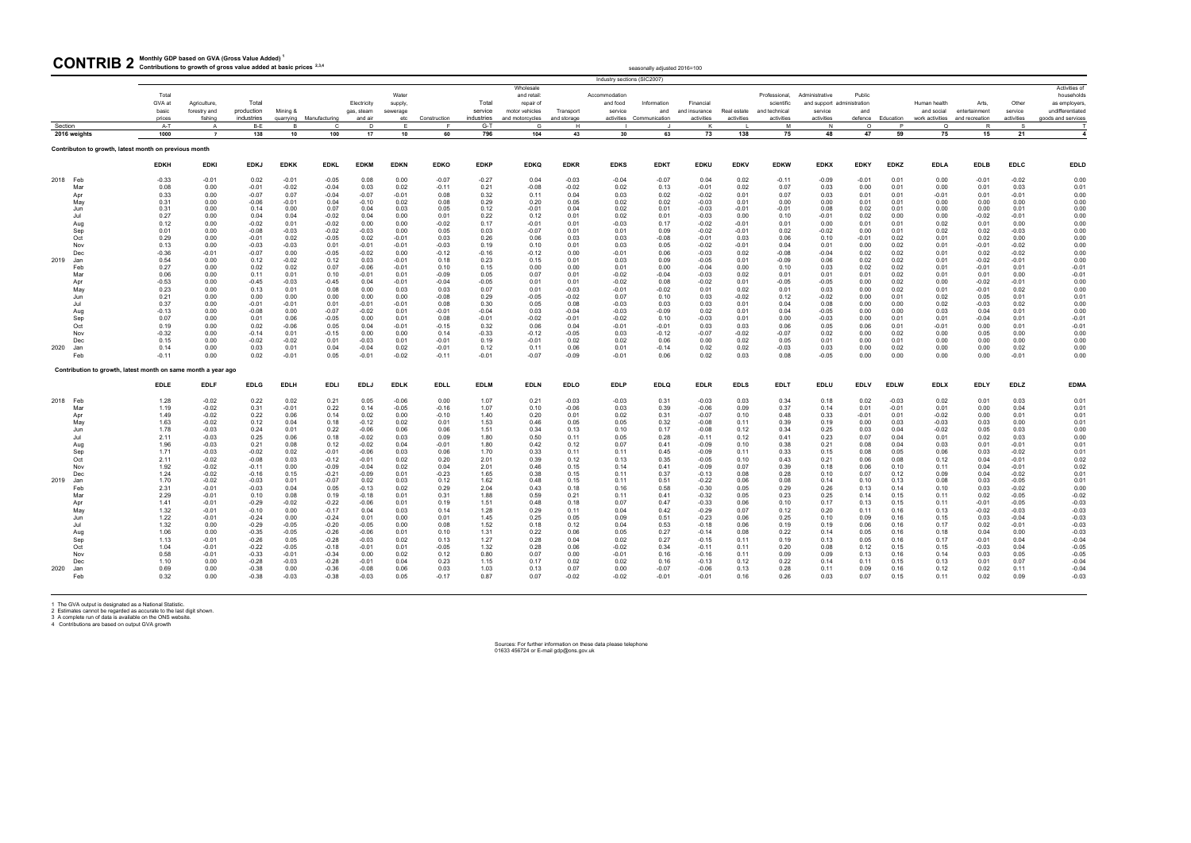# CONTRIB 2 Monthly GDP based on GVA (Gross Value Added) [1]

**Contributions to growth of gross value added at basic prices [2,3,4]**

seasonally adjusted 2016=100

Industry sections (SIC2007)

| | | Total GVA at basic prices | Agriculture, forestry and fishing | Total production industries | Mining & quarrying | Manufacturing | Electricity gas, steam and air | Water supply, sewerage etc | Construction | Total service industries | Wholesale and retail: repair of motor vehicles and motorcycles | Transport and storage | Accommodation and food service activities | Information and Communication | Financial and insurance activities | Real estate activities | Professional, scientific and technical activities | Administrative and support service activities | Public administration and defence | Education | Human health and social work activities | Arts, entertainment and recreation | Other service activities | Activities of households as employers, undifferentiated goods and services |
|---|---|---|---|---|---|---|---|---|---|---|---|---|---|---|---|---|---|---|---|---|---|---|---|---|
| Section | | A-T | A | B-E | B | C | D | E | F | G-T | G | H | I | J | K | L | M | N | O | P | Q | R | S | T |
| 2016 weights | | 1000 | 7 | 138 | 10 | 100 | 17 | 10 | 60 | 796 | 104 | 43 | 30 | 63 | 73 | 138 | 75 | 48 | 47 | 59 | 75 | 15 | 21 | 4 |
| **Contributon to growth, latest month on previous month** | | | | | | | | | | | | | | | | | | | | | | | | |
| | | **EDKH** | **EDKI** | **EDKJ** | **EDKK** | **EDKL** | **EDKM** | **EDKN** | **EDKO** | **EDKP** | **EDKQ** | **EDKR** | **EDKS** | **EDKT** | **EDKU** | **EDKV** | **EDKW** | **EDKX** | **EDKY** | **EDKZ** | **EDLA** | **EDLB** | **EDLC** | **EDLD** |
| 2018 | Feb | -0.33 | -0.01 | 0.02 | -0.01 | -0.05 | 0.08 | 0.00 | -0.07 | -0.27 | 0.04 | -0.03 | -0.04 | -0.07 | 0.04 | 0.02 | -0.11 | -0.09 | -0.01 | 0.01 | 0.00 | -0.01 | -0.02 | 0.00 |
| | Mar | 0.08 | 0.00 | -0.01 | -0.02 | -0.04 | 0.03 | 0.02 | -0.11 | 0.21 | -0.08 | -0.02 | 0.02 | 0.13 | -0.01 | 0.02 | 0.07 | 0.03 | 0.00 | 0.01 | 0.00 | 0.01 | 0.03 | 0.01 |
| | Apr | 0.33 | 0.00 | -0.07 | 0.07 | -0.04 | -0.07 | -0.01 | 0.08 | 0.32 | 0.11 | 0.04 | 0.03 | 0.02 | -0.02 | 0.01 | 0.07 | 0.03 | 0.01 | 0.01 | -0.01 | 0.01 | -0.01 | 0.00 |
| | May | 0.31 | 0.00 | -0.06 | -0.01 | 0.04 | -0.10 | 0.02 | 0.08 | 0.29 | 0.20 | 0.05 | 0.02 | 0.02 | -0.03 | 0.01 | 0.00 | 0.00 | 0.01 | 0.01 | 0.00 | 0.00 | 0.00 | 0.00 |
| | Jun | 0.31 | 0.00 | 0.14 | 0.00 | 0.07 | 0.04 | 0.03 | 0.05 | 0.12 | -0.01 | 0.04 | 0.02 | 0.01 | -0.03 | -0.01 | -0.01 | 0.08 | 0.02 | 0.01 | 0.00 | 0.00 | 0.01 | 0.00 |
| | Jul | 0.27 | 0.00 | 0.04 | 0.04 | -0.02 | 0.04 | 0.00 | 0.01 | 0.22 | 0.12 | 0.01 | 0.02 | 0.01 | -0.03 | 0.00 | 0.10 | -0.01 | 0.02 | 0.00 | 0.00 | -0.02 | -0.01 | 0.00 |
| | Aug | 0.12 | 0.00 | -0.02 | 0.01 | -0.02 | 0.00 | 0.00 | -0.02 | 0.17 | -0.01 | 0.01 | -0.03 | 0.17 | -0.02 | -0.01 | 0.01 | 0.00 | 0.01 | 0.01 | 0.02 | 0.01 | 0.00 | 0.00 |
| | Sep | 0.01 | 0.00 | -0.08 | -0.03 | -0.02 | -0.03 | 0.00 | 0.05 | 0.03 | -0.07 | 0.01 | 0.01 | 0.09 | -0.02 | -0.01 | 0.02 | -0.02 | 0.00 | 0.01 | 0.02 | 0.02 | -0.03 | 0.00 |
| | Oct | 0.29 | 0.00 | -0.01 | 0.02 | -0.05 | 0.02 | -0.01 | 0.03 | 0.26 | 0.06 | 0.03 | 0.03 | -0.08 | -0.01 | 0.03 | 0.06 | 0.10 | -0.01 | 0.02 | 0.01 | 0.02 | 0.00 | 0.00 |
| | Nov | 0.13 | 0.00 | -0.03 | -0.03 | 0.01 | -0.01 | -0.01 | -0.03 | 0.19 | 0.10 | 0.01 | 0.03 | 0.05 | -0.02 | -0.01 | 0.04 | 0.01 | 0.00 | 0.02 | 0.01 | -0.01 | -0.02 | 0.00 |
| | Dec | -0.36 | -0.01 | -0.07 | 0.00 | -0.05 | -0.02 | 0.00 | -0.12 | -0.16 | -0.12 | 0.00 | -0.01 | 0.06 | -0.03 | 0.02 | -0.08 | -0.04 | 0.02 | 0.02 | 0.01 | 0.02 | -0.02 | 0.00 |
| 2019 | Jan | 0.54 | 0.00 | 0.12 | -0.02 | 0.12 | 0.03 | -0.01 | 0.18 | 0.23 | 0.15 | 0.01 | 0.03 | 0.09 | -0.05 | 0.01 | -0.09 | 0.06 | 0.02 | 0.02 | 0.01 | -0.02 | -0.01 | 0.00 |
| | Feb | 0.27 | 0.00 | 0.02 | 0.02 | 0.07 | -0.06 | -0.01 | 0.10 | 0.15 | 0.00 | 0.00 | 0.01 | 0.00 | -0.04 | 0.00 | 0.10 | 0.03 | 0.02 | 0.02 | 0.01 | -0.01 | 0.01 | -0.01 |
| | Mar | 0.06 | 0.00 | 0.11 | 0.01 | 0.10 | -0.01 | 0.01 | -0.09 | 0.05 | 0.07 | 0.01 | -0.02 | -0.04 | -0.03 | 0.02 | 0.01 | 0.01 | 0.01 | 0.02 | 0.01 | 0.01 | 0.00 | -0.01 |
| | Apr | -0.53 | 0.00 | -0.45 | -0.03 | -0.45 | 0.04 | -0.01 | -0.04 | -0.05 | 0.01 | 0.01 | -0.02 | 0.08 | -0.02 | 0.01 | -0.05 | -0.05 | 0.00 | 0.02 | 0.00 | -0.02 | -0.01 | 0.00 |
| | May | 0.23 | 0.00 | 0.13 | 0.01 | 0.08 | 0.00 | 0.03 | 0.03 | 0.07 | 0.01 | -0.03 | -0.01 | -0.02 | 0.01 | 0.02 | 0.01 | 0.03 | 0.00 | 0.02 | 0.01 | -0.01 | 0.02 | 0.00 |
| | Jun | 0.21 | 0.00 | 0.00 | 0.00 | 0.00 | 0.00 | 0.00 | -0.08 | 0.29 | -0.05 | -0.02 | 0.07 | 0.10 | 0.03 | -0.02 | 0.12 | -0.02 | 0.00 | 0.01 | 0.02 | 0.05 | 0.01 | 0.01 |
| | Jul | 0.37 | 0.00 | -0.01 | -0.01 | 0.01 | -0.01 | -0.01 | 0.08 | 0.30 | 0.05 | 0.08 | -0.03 | 0.03 | 0.03 | 0.01 | 0.04 | 0.08 | 0.00 | 0.00 | 0.02 | -0.03 | 0.02 | 0.00 |
| | Aug | -0.13 | 0.00 | -0.08 | 0.00 | -0.07 | -0.02 | 0.01 | -0.01 | -0.04 | 0.03 | -0.04 | -0.03 | -0.09 | 0.02 | 0.01 | 0.04 | -0.05 | 0.00 | 0.00 | 0.03 | 0.04 | 0.01 | 0.00 |
| | Sep | 0.07 | 0.00 | 0.01 | 0.06 | -0.05 | 0.00 | 0.01 | 0.08 | -0.01 | -0.02 | -0.01 | -0.02 | 0.10 | -0.03 | 0.01 | 0.00 | -0.03 | 0.00 | 0.01 | 0.01 | -0.04 | 0.01 | -0.01 |
| | Oct | 0.19 | 0.00 | 0.02 | -0.06 | 0.05 | 0.04 | -0.01 | -0.15 | 0.32 | 0.06 | 0.04 | -0.01 | -0.01 | 0.03 | 0.03 | 0.06 | 0.05 | 0.06 | 0.01 | -0.01 | 0.00 | 0.01 | -0.01 |
| | Nov | -0.32 | 0.00 | -0.14 | 0.01 | -0.15 | 0.00 | 0.00 | 0.14 | -0.33 | -0.12 | -0.05 | 0.03 | -0.12 | -0.07 | -0.02 | -0.07 | 0.02 | 0.00 | 0.02 | 0.00 | 0.05 | 0.00 | 0.00 |
| | Dec | 0.15 | 0.00 | -0.02 | -0.02 | 0.01 | -0.03 | 0.01 | -0.01 | 0.19 | -0.01 | 0.02 | 0.02 | 0.06 | 0.00 | 0.02 | 0.05 | 0.01 | 0.00 | 0.01 | 0.00 | 0.00 | 0.00 | 0.00 |
| 2020 | Jan | 0.14 | 0.00 | 0.03 | 0.01 | 0.04 | -0.04 | 0.02 | -0.01 | 0.12 | 0.11 | 0.06 | 0.01 | -0.14 | 0.02 | 0.02 | -0.03 | 0.03 | 0.00 | 0.02 | 0.00 | 0.00 | 0.02 | 0.00 |
| | Feb | -0.11 | 0.00 | 0.02 | -0.01 | 0.05 | -0.01 | -0.02 | -0.11 | -0.01 | -0.07 | -0.09 | -0.01 | 0.06 | 0.02 | 0.03 | 0.08 | -0.05 | 0.00 | 0.00 | 0.00 | 0.00 | -0.01 | 0.00 |
| **Contribution to growth, latest month on same month a year ago** | | | | | | | | | | | | | | | | | | | | | | | | |
| | | **EDLE** | **EDLF** | **EDLG** | **EDLH** | **EDLI** | **EDLJ** | **EDLK** | **EDLL** | **EDLM** | **EDLN** | **EDLO** | **EDLP** | **EDLQ** | **EDLR** | **EDLS** | **EDLT** | **EDLU** | **EDLV** | **EDLW** | **EDLX** | **EDLY** | **EDLZ** | **EDMA** |
| 2018 | Feb | 1.28 | -0.02 | 0.22 | 0.02 | 0.21 | 0.05 | -0.06 | 0.00 | 1.07 | 0.21 | -0.03 | -0.03 | 0.31 | -0.03 | 0.03 | 0.34 | 0.18 | 0.02 | -0.03 | 0.02 | 0.01 | 0.03 | 0.01 |
| | Mar | 1.19 | -0.02 | 0.31 | -0.01 | 0.22 | 0.14 | -0.05 | -0.16 | 1.07 | 0.10 | -0.06 | 0.03 | 0.39 | -0.06 | 0.09 | 0.37 | 0.14 | 0.01 | -0.01 | 0.01 | 0.00 | 0.04 | 0.01 |
| | Apr | 1.49 | -0.02 | 0.22 | 0.06 | 0.14 | 0.02 | 0.00 | -0.10 | 1.40 | 0.20 | 0.01 | 0.02 | 0.31 | -0.07 | 0.10 | 0.48 | 0.33 | -0.01 | 0.01 | -0.02 | 0.00 | 0.01 | 0.01 |
| | May | 1.63 | -0.02 | 0.12 | 0.04 | 0.18 | -0.12 | 0.02 | 0.01 | 1.53 | 0.46 | 0.05 | 0.05 | 0.32 | -0.08 | 0.11 | 0.39 | 0.19 | 0.00 | 0.03 | -0.03 | 0.03 | 0.00 | 0.01 |
| | Jun | 1.78 | -0.03 | 0.24 | 0.01 | 0.22 | -0.06 | 0.06 | 0.06 | 1.51 | 0.34 | 0.13 | 0.10 | 0.17 | -0.08 | 0.12 | 0.34 | 0.25 | 0.03 | 0.04 | -0.02 | 0.05 | 0.03 | 0.00 |
| | Jul | 2.11 | -0.03 | 0.25 | 0.06 | 0.18 | -0.02 | 0.03 | 0.09 | 1.80 | 0.50 | 0.11 | 0.05 | 0.28 | -0.11 | 0.12 | 0.41 | 0.23 | 0.07 | 0.04 | 0.01 | 0.02 | 0.03 | 0.00 |
| | Aug | 1.96 | -0.03 | 0.21 | 0.08 | 0.12 | -0.02 | 0.04 | -0.01 | 1.80 | 0.42 | 0.12 | 0.07 | 0.41 | -0.09 | 0.10 | 0.38 | 0.21 | 0.08 | 0.04 | 0.03 | 0.01 | -0.01 | 0.01 |
| | Sep | 1.71 | -0.03 | -0.02 | 0.02 | -0.01 | -0.06 | 0.03 | 0.06 | 1.70 | 0.33 | 0.11 | 0.11 | 0.45 | -0.09 | 0.11 | 0.33 | 0.15 | 0.08 | 0.05 | 0.06 | 0.03 | -0.02 | 0.01 |
| | Oct | 2.11 | -0.02 | -0.08 | 0.03 | -0.12 | -0.01 | 0.02 | 0.20 | 2.01 | 0.39 | 0.12 | 0.13 | 0.35 | -0.05 | 0.10 | 0.43 | 0.21 | 0.06 | 0.08 | 0.12 | 0.04 | -0.01 | 0.02 |
| | Nov | 1.92 | -0.02 | -0.11 | 0.00 | -0.09 | -0.04 | 0.02 | 0.04 | 2.01 | 0.46 | 0.15 | 0.14 | 0.41 | -0.09 | 0.07 | 0.39 | 0.18 | 0.06 | 0.10 | 0.11 | 0.04 | -0.01 | 0.02 |
| | Dec | 1.24 | -0.02 | -0.16 | 0.15 | -0.21 | -0.09 | 0.01 | -0.23 | 1.65 | 0.38 | 0.15 | 0.11 | 0.37 | -0.13 | 0.08 | 0.28 | 0.10 | 0.07 | 0.12 | 0.09 | 0.04 | -0.02 | 0.01 |
| 2019 | Jan | 1.70 | -0.02 | -0.03 | 0.01 | -0.07 | 0.02 | 0.03 | 0.12 | 1.62 | 0.48 | 0.15 | 0.11 | 0.51 | -0.22 | 0.06 | 0.08 | 0.14 | 0.10 | 0.13 | 0.08 | 0.03 | -0.05 | 0.01 |
| | Feb | 2.31 | -0.01 | -0.03 | 0.04 | 0.05 | -0.13 | 0.02 | 0.29 | 2.04 | 0.43 | 0.18 | 0.16 | 0.58 | -0.30 | 0.05 | 0.29 | 0.26 | 0.13 | 0.14 | 0.10 | 0.03 | -0.02 | 0.00 |
| | Mar | 2.29 | -0.01 | 0.10 | 0.08 | 0.19 | -0.18 | 0.01 | 0.31 | 1.88 | 0.59 | 0.21 | 0.11 | 0.41 | -0.32 | 0.05 | 0.23 | 0.25 | 0.14 | 0.15 | 0.11 | 0.02 | -0.05 | -0.02 |
| | Apr | 1.41 | -0.01 | -0.29 | -0.02 | -0.22 | -0.06 | 0.01 | 0.19 | 1.51 | 0.48 | 0.18 | 0.07 | 0.47 | -0.33 | 0.06 | 0.10 | 0.17 | 0.13 | 0.15 | 0.11 | -0.01 | -0.05 | -0.03 |
| | May | 1.32 | -0.01 | -0.10 | 0.00 | -0.17 | 0.04 | 0.03 | 0.14 | 1.28 | 0.29 | 0.11 | 0.04 | 0.42 | -0.29 | 0.07 | 0.12 | 0.20 | 0.11 | 0.16 | 0.13 | -0.02 | -0.03 | -0.03 |
| | Jun | 1.22 | -0.01 | -0.24 | 0.00 | -0.24 | 0.01 | 0.00 | 0.01 | 1.45 | 0.25 | 0.05 | 0.09 | 0.51 | -0.23 | 0.06 | 0.25 | 0.10 | 0.09 | 0.16 | 0.15 | 0.03 | -0.04 | -0.03 |
| | Jul | 1.32 | 0.00 | -0.29 | -0.05 | -0.20 | -0.05 | 0.00 | 0.08 | 1.52 | 0.18 | 0.12 | 0.04 | 0.53 | -0.18 | 0.06 | 0.19 | 0.19 | 0.06 | 0.16 | 0.17 | 0.02 | -0.01 | -0.03 |
| | Aug | 1.06 | 0.00 | -0.35 | -0.05 | -0.26 | -0.06 | 0.01 | 0.10 | 1.31 | 0.22 | 0.06 | 0.05 | 0.27 | -0.14 | 0.08 | 0.22 | 0.14 | 0.05 | 0.16 | 0.18 | 0.04 | 0.00 | -0.03 |
| | Sep | 1.13 | -0.01 | -0.26 | 0.05 | -0.28 | -0.03 | 0.02 | 0.13 | 1.27 | 0.28 | 0.04 | 0.02 | 0.27 | -0.15 | 0.11 | 0.19 | 0.13 | 0.05 | 0.16 | 0.17 | -0.01 | 0.04 | -0.04 |
| | Oct | 1.04 | -0.01 | -0.22 | -0.05 | -0.18 | -0.01 | 0.01 | -0.05 | 1.32 | 0.28 | 0.06 | -0.02 | 0.34 | -0.11 | 0.11 | 0.20 | 0.08 | 0.12 | 0.15 | 0.15 | -0.03 | 0.04 | -0.05 |
| | Nov | 0.58 | -0.01 | -0.33 | -0.01 | -0.34 | 0.00 | 0.02 | 0.12 | 0.80 | 0.07 | 0.00 | -0.01 | 0.16 | -0.16 | 0.11 | 0.09 | 0.09 | 0.13 | 0.16 | 0.14 | 0.03 | 0.05 | -0.05 |
| | Dec | 1.10 | 0.00 | -0.28 | -0.03 | -0.28 | -0.01 | 0.04 | 0.23 | 1.15 | 0.17 | 0.02 | 0.02 | 0.16 | -0.13 | 0.12 | 0.22 | 0.14 | 0.11 | 0.15 | 0.13 | 0.01 | 0.07 | -0.04 |
| 2020 | Jan | 0.69 | 0.00 | -0.38 | 0.00 | -0.36 | -0.08 | 0.06 | 0.03 | 1.03 | 0.13 | 0.07 | 0.00 | -0.07 | -0.06 | 0.13 | 0.28 | 0.11 | 0.09 | 0.16 | 0.12 | 0.02 | 0.11 | -0.04 |
| | Feb | 0.32 | 0.00 | -0.38 | -0.03 | -0.38 | -0.03 | 0.05 | -0.17 | 0.87 | 0.07 | -0.02 | -0.02 | -0.01 | -0.01 | 0.16 | 0.26 | 0.03 | 0.07 | 0.15 | 0.11 | 0.02 | 0.09 | -0.03 |

1 The GVA output is designated as a National Statistic.
2 Estimates cannot be regarded as accurate to the last digit shown.
3 A complete run of data is available on the ONS website.
4 Contributions are based on output GVA growth

Sources: For further information on these data please telephone 01633 456724 or E-mail gdp@ons.gov.uk